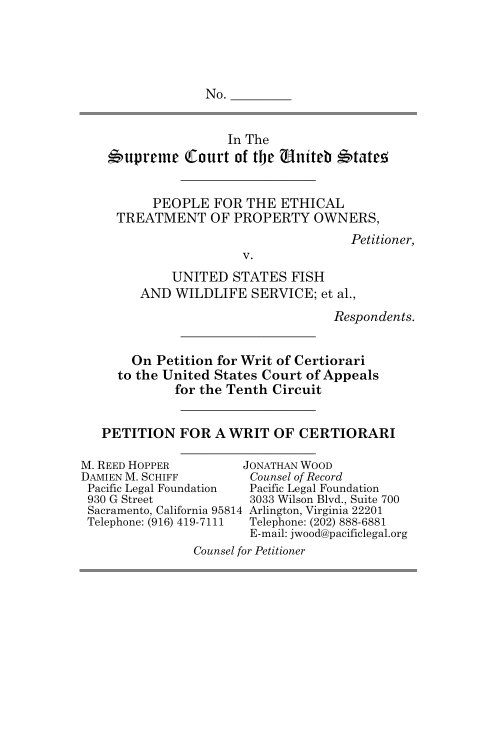No. _________

In The

# Supreme Court of the United States

---

PEOPLE FOR THE ETHICAL TREATMENT OF PROPERTY OWNERS,

*Petitioner,*

v.

UNITED STATES FISH AND WILDLIFE SERVICE; et al.,

*Respondents.*

---

**On Petition for Writ of Certiorari to the United States Court of Appeals for the Tenth Circuit**

---

## PETITION FOR A WRIT OF CERTIORARI

---

M. REED HOPPER
DAMIEN M. SCHIFF
Pacific Legal Foundation
930 G Street
Sacramento, California 95814
Telephone: (916) 419-7111

JONATHAN WOOD
*Counsel of Record*
Pacific Legal Foundation
3033 Wilson Blvd., Suite 700
Arlington, Virginia 22201
Telephone: (202) 888-6881
E-mail: jwood@pacificlegal.org

*Counsel for Petitioner*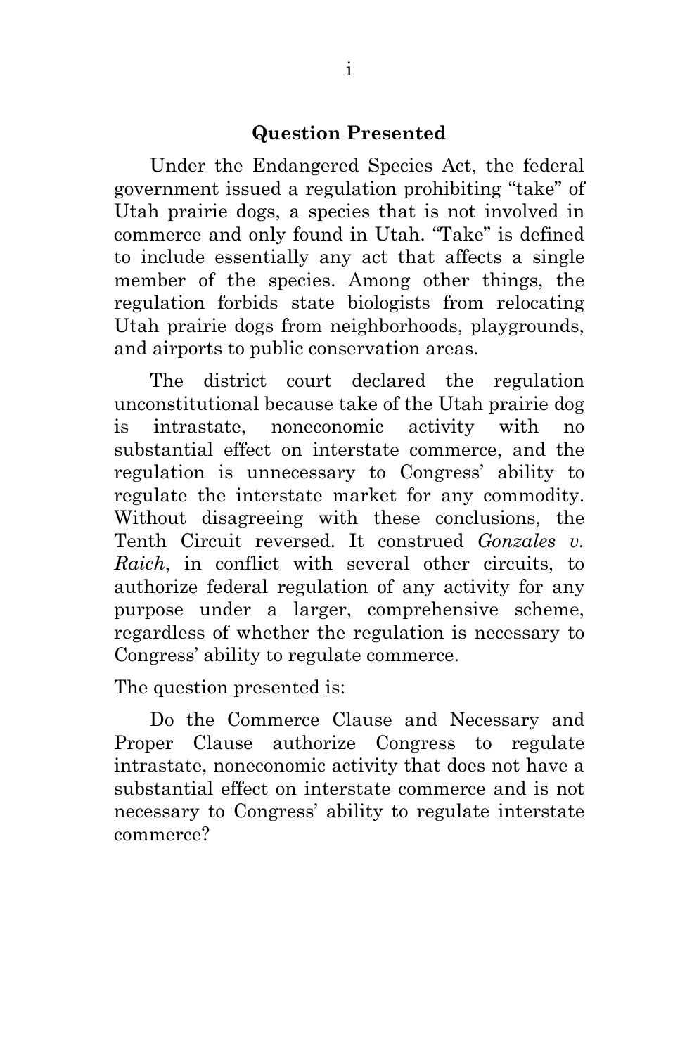## Question Presented

Under the Endangered Species Act, the federal government issued a regulation prohibiting "take" of Utah prairie dogs, a species that is not involved in commerce and only found in Utah. "Take" is defined to include essentially any act that affects a single member of the species. Among other things, the regulation forbids state biologists from relocating Utah prairie dogs from neighborhoods, playgrounds, and airports to public conservation areas.

The district court declared the regulation unconstitutional because take of the Utah prairie dog is intrastate, noneconomic activity with no substantial effect on interstate commerce, and the regulation is unnecessary to Congress' ability to regulate the interstate market for any commodity. Without disagreeing with these conclusions, the Tenth Circuit reversed. It construed *Gonzales v. Raich*, in conflict with several other circuits, to authorize federal regulation of any activity for any purpose under a larger, comprehensive scheme, regardless of whether the regulation is necessary to Congress' ability to regulate commerce.

The question presented is:

Do the Commerce Clause and Necessary and Proper Clause authorize Congress to regulate intrastate, noneconomic activity that does not have a substantial effect on interstate commerce and is not necessary to Congress' ability to regulate interstate commerce?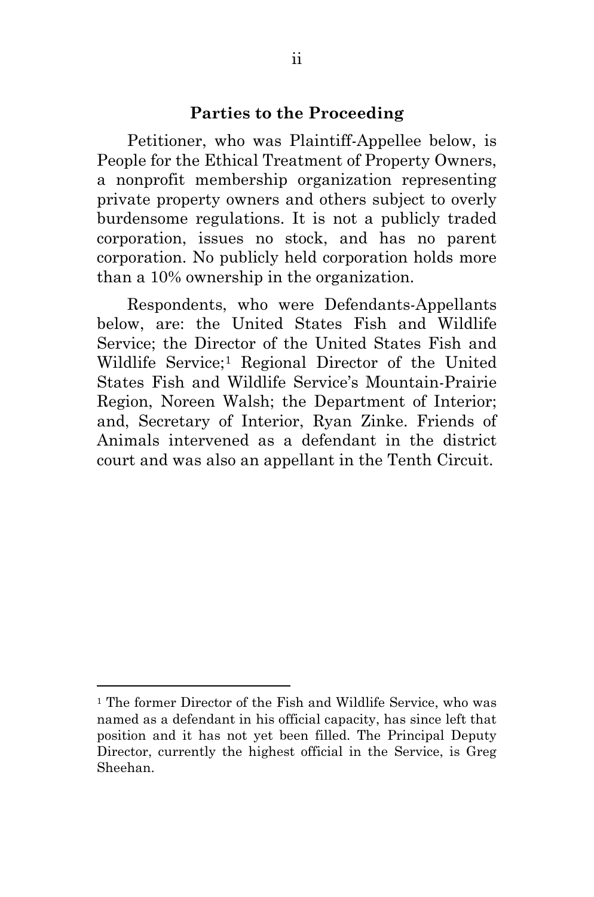## Parties to the Proceeding

Petitioner, who was Plaintiff-Appellee below, is People for the Ethical Treatment of Property Owners, a nonprofit membership organization representing private property owners and others subject to overly burdensome regulations. It is not a publicly traded corporation, issues no stock, and has no parent corporation. No publicly held corporation holds more than a 10% ownership in the organization.

Respondents, who were Defendants-Appellants below, are: the United States Fish and Wildlife Service; the Director of the United States Fish and Wildlife Service;[1] Regional Director of the United States Fish and Wildlife Service's Mountain-Prairie Region, Noreen Walsh; the Department of Interior; and, Secretary of Interior, Ryan Zinke. Friends of Animals intervened as a defendant in the district court and was also an appellant in the Tenth Circuit.

---

[1] The former Director of the Fish and Wildlife Service, who was named as a defendant in his official capacity, has since left that position and it has not yet been filled. The Principal Deputy Director, currently the highest official in the Service, is Greg Sheehan.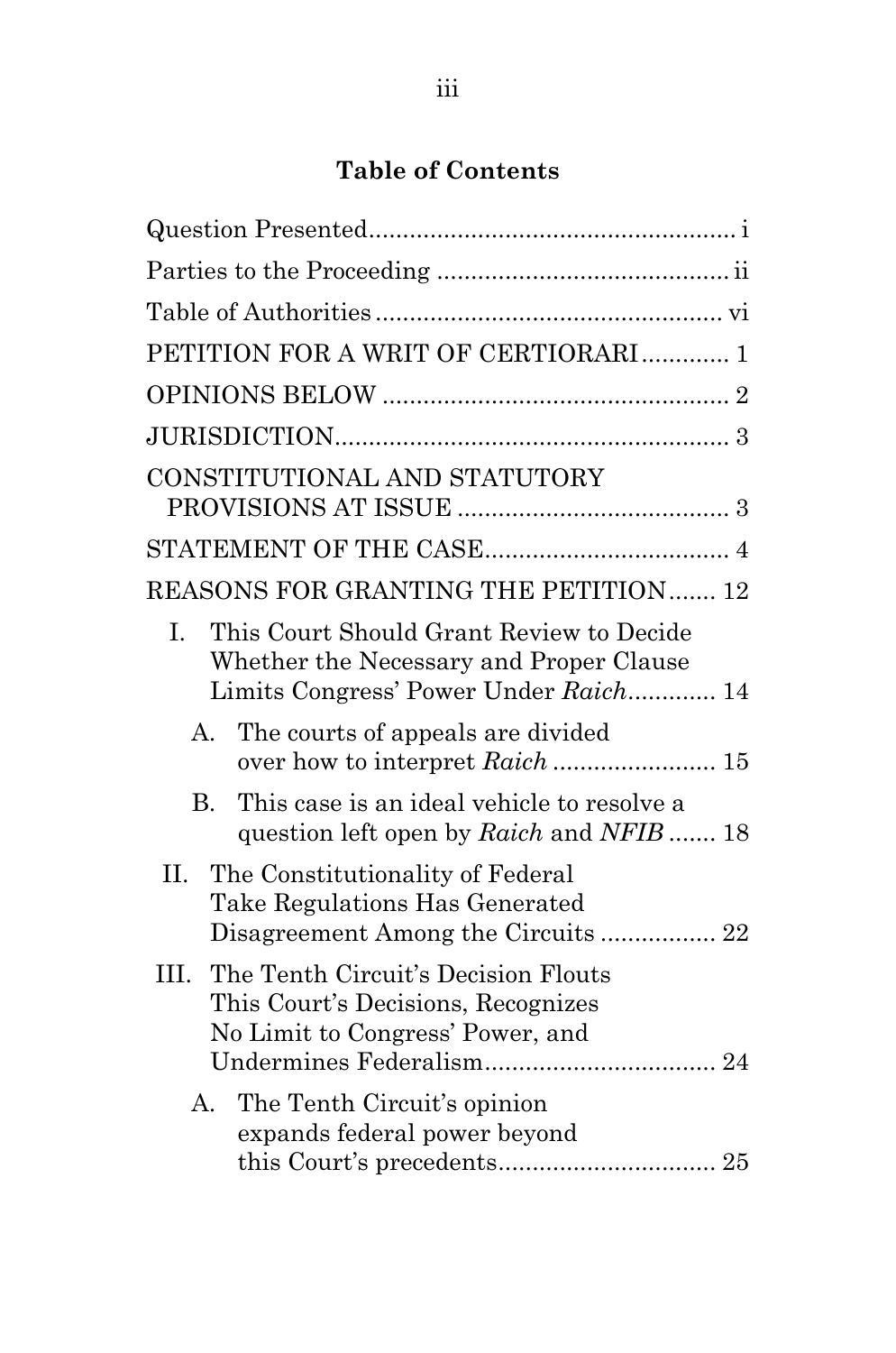## Table of Contents

Question Presented....................................................... i

Parties to the Proceeding ........................................... ii

Table of Authorities .................................................... vi

PETITION FOR A WRIT OF CERTIORARI............. 1

OPINIONS BELOW .................................................... 2

JURISDICTION........................................................... 3

CONSTITUTIONAL AND STATUTORY PROVISIONS AT ISSUE ........................................ 3

STATEMENT OF THE CASE.................................... 4

REASONS FOR GRANTING THE PETITION....... 12

- I. This Court Should Grant Review to Decide Whether the Necessary and Proper Clause Limits Congress' Power Under *Raich*............. 14
  - A. The courts of appeals are divided over how to interpret *Raich* ........................ 15
  - B. This case is an ideal vehicle to resolve a question left open by *Raich* and *NFIB* ....... 18
- II. The Constitutionality of Federal Take Regulations Has Generated Disagreement Among the Circuits ................. 22
- III. The Tenth Circuit's Decision Flouts This Court's Decisions, Recognizes No Limit to Congress' Power, and Undermines Federalism.................................. 24
  - A. The Tenth Circuit's opinion expands federal power beyond this Court's precedents................................ 25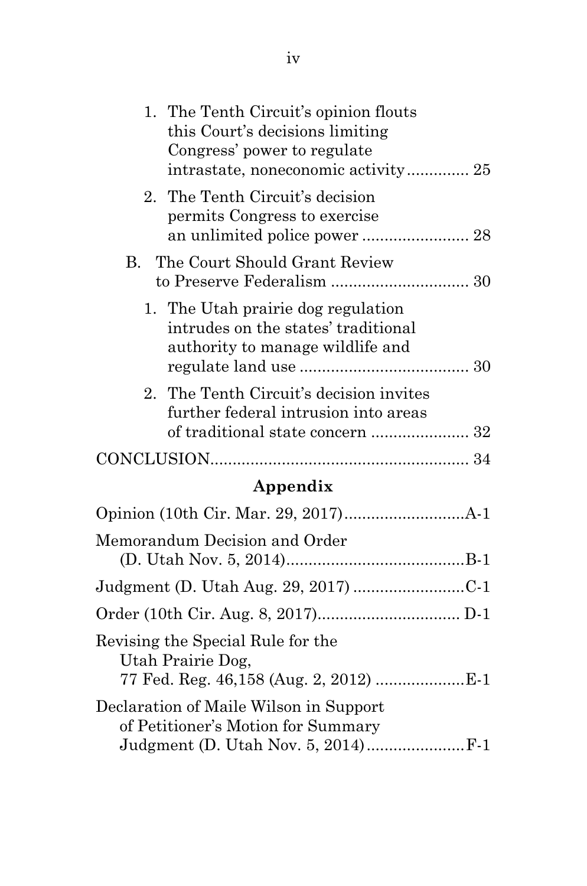1. The Tenth Circuit's opinion flouts this Court's decisions limiting Congress' power to regulate intrastate, noneconomic activity .............. 25

2. The Tenth Circuit's decision permits Congress to exercise an unlimited police power ........................ 28

B. The Court Should Grant Review to Preserve Federalism ............................... 30

1. The Utah prairie dog regulation intrudes on the states' traditional authority to manage wildlife and regulate land use ...................................... 30

2. The Tenth Circuit's decision invites further federal intrusion into areas of traditional state concern ...................... 32

CONCLUSION.......................................................... 34

## Appendix

Opinion (10th Cir. Mar. 29, 2017)...........................A-1

Memorandum Decision and Order (D. Utah Nov. 5, 2014).........................................B-1

Judgment (D. Utah Aug. 29, 2017) .........................C-1

Order (10th Cir. Aug. 8, 2017)................................ D-1

Revising the Special Rule for the Utah Prairie Dog, 77 Fed. Reg. 46,158 (Aug. 2, 2012) ....................E-1

Declaration of Maile Wilson in Support of Petitioner's Motion for Summary Judgment (D. Utah Nov. 5, 2014)......................F-1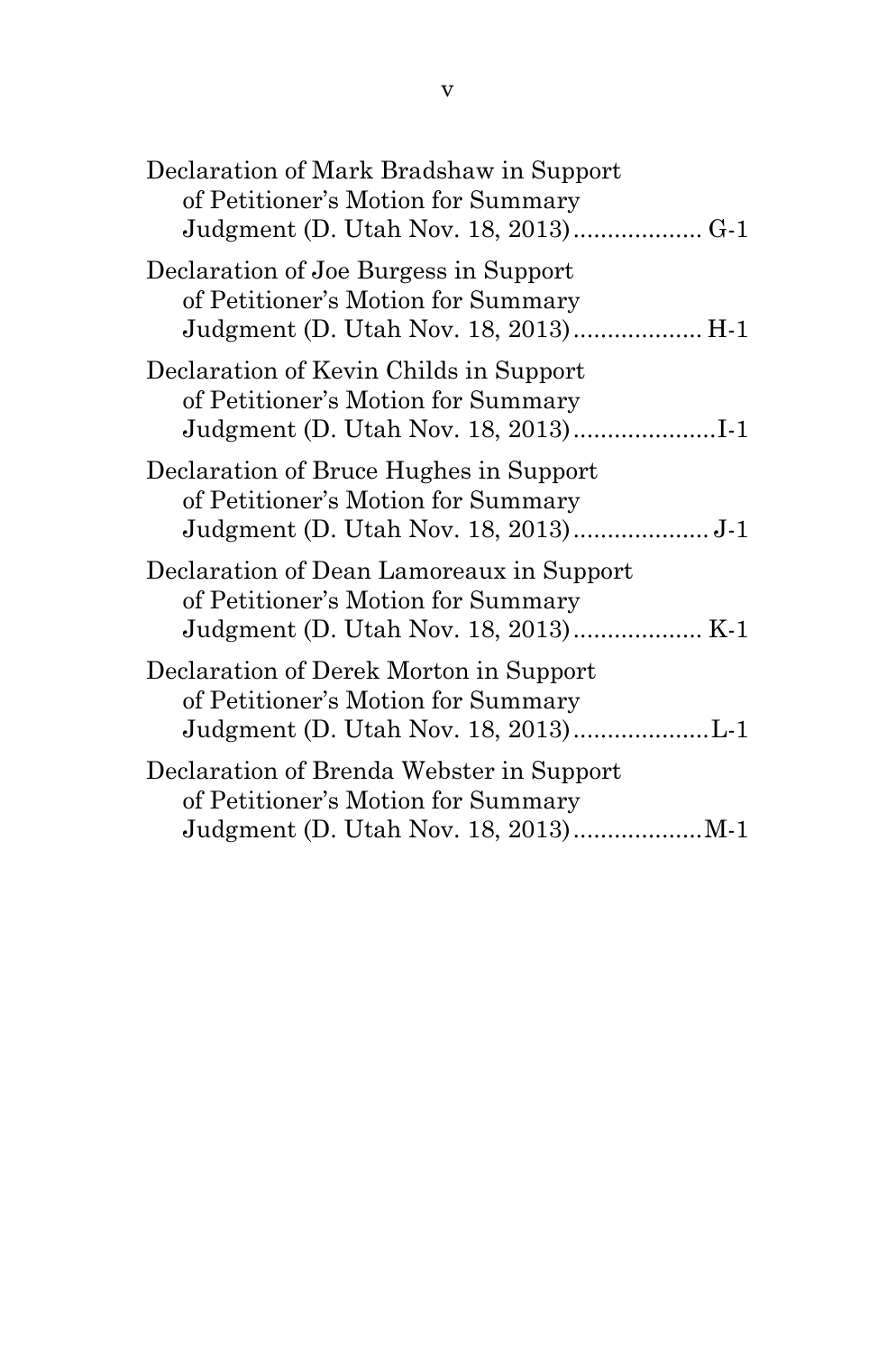Declaration of Mark Bradshaw in Support of Petitioner's Motion for Summary Judgment (D. Utah Nov. 18, 2013).................. G-1

Declaration of Joe Burgess in Support of Petitioner's Motion for Summary Judgment (D. Utah Nov. 18, 2013).................. H-1

Declaration of Kevin Childs in Support of Petitioner's Motion for Summary Judgment (D. Utah Nov. 18, 2013)....................I-1

Declaration of Bruce Hughes in Support of Petitioner's Motion for Summary Judgment (D. Utah Nov. 18, 2013)................... J-1

Declaration of Dean Lamoreaux in Support of Petitioner's Motion for Summary Judgment (D. Utah Nov. 18, 2013).................. K-1

Declaration of Derek Morton in Support of Petitioner's Motion for Summary Judgment (D. Utah Nov. 18, 2013)...................L-1

Declaration of Brenda Webster in Support of Petitioner's Motion for Summary Judgment (D. Utah Nov. 18, 2013)..................M-1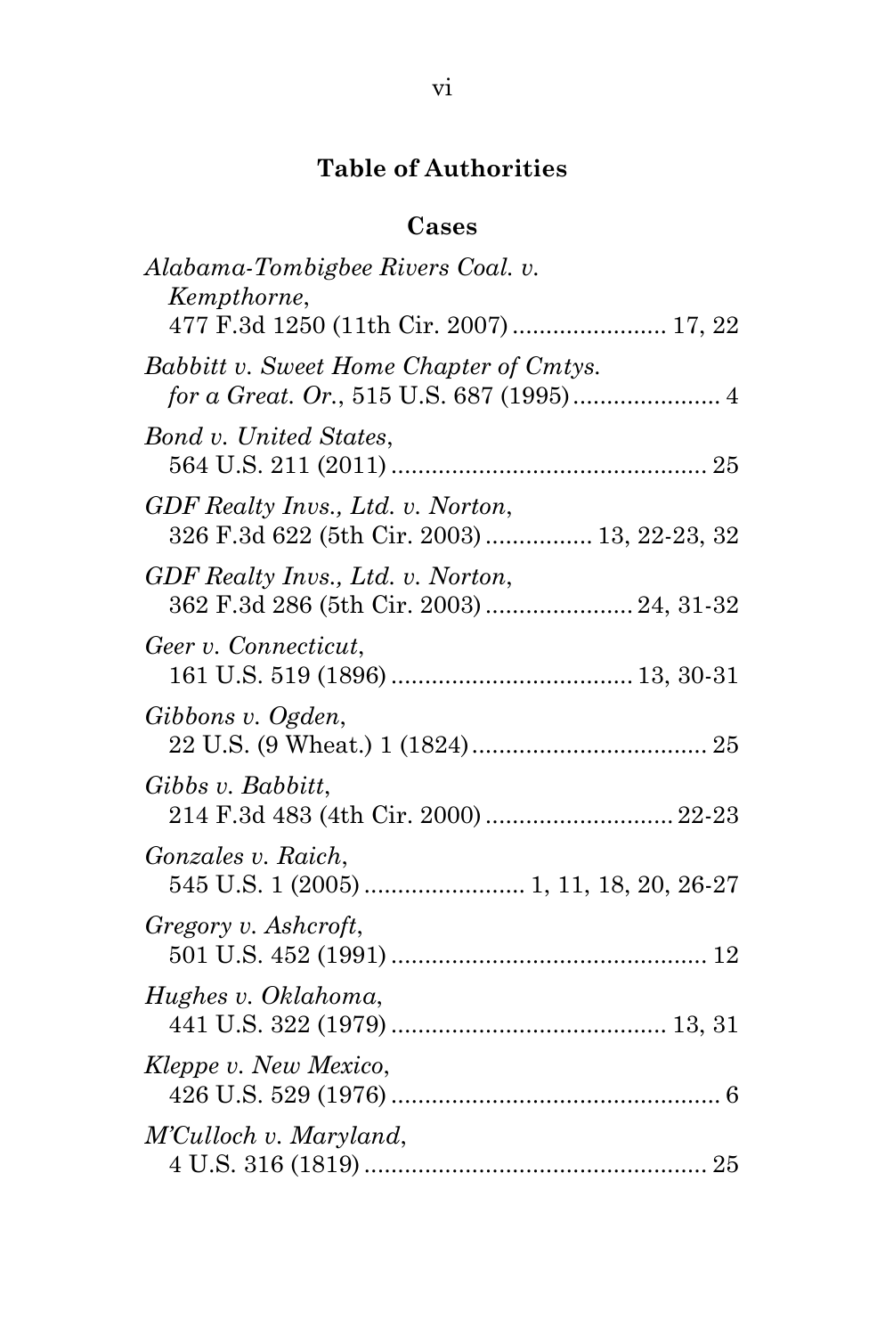## Table of Authorities

### Cases

*Alabama-Tombigbee Rivers Coal. v. Kempthorne*, 477 F.3d 1250 (11th Cir. 2007) ....................... 17, 22

*Babbitt v. Sweet Home Chapter of Cmtys. for a Great. Or.*, 515 U.S. 687 (1995) ...................... 4

*Bond v. United States*, 564 U.S. 211 (2011) ................................................ 25

*GDF Realty Invs., Ltd. v. Norton*, 326 F.3d 622 (5th Cir. 2003) ................ 13, 22-23, 32

*GDF Realty Invs., Ltd. v. Norton*, 362 F.3d 286 (5th Cir. 2003) ...................... 24, 31-32

*Geer v. Connecticut*, 161 U.S. 519 (1896) .................................... 13, 30-31

*Gibbons v. Ogden*, 22 U.S. (9 Wheat.) 1 (1824) .................................... 25

*Gibbs v. Babbitt*, 214 F.3d 483 (4th Cir. 2000) ............................ 22-23

*Gonzales v. Raich*, 545 U.S. 1 (2005) ........................ 1, 11, 18, 20, 26-27

*Gregory v. Ashcroft*, 501 U.S. 452 (1991) ................................................ 12

*Hughes v. Oklahoma*, 441 U.S. 322 (1979) ......................................... 13, 31

*Kleppe v. New Mexico*, 426 U.S. 529 (1976) .................................................. 6

*M'Culloch v. Maryland*, 4 U.S. 316 (1819) ................................................... 25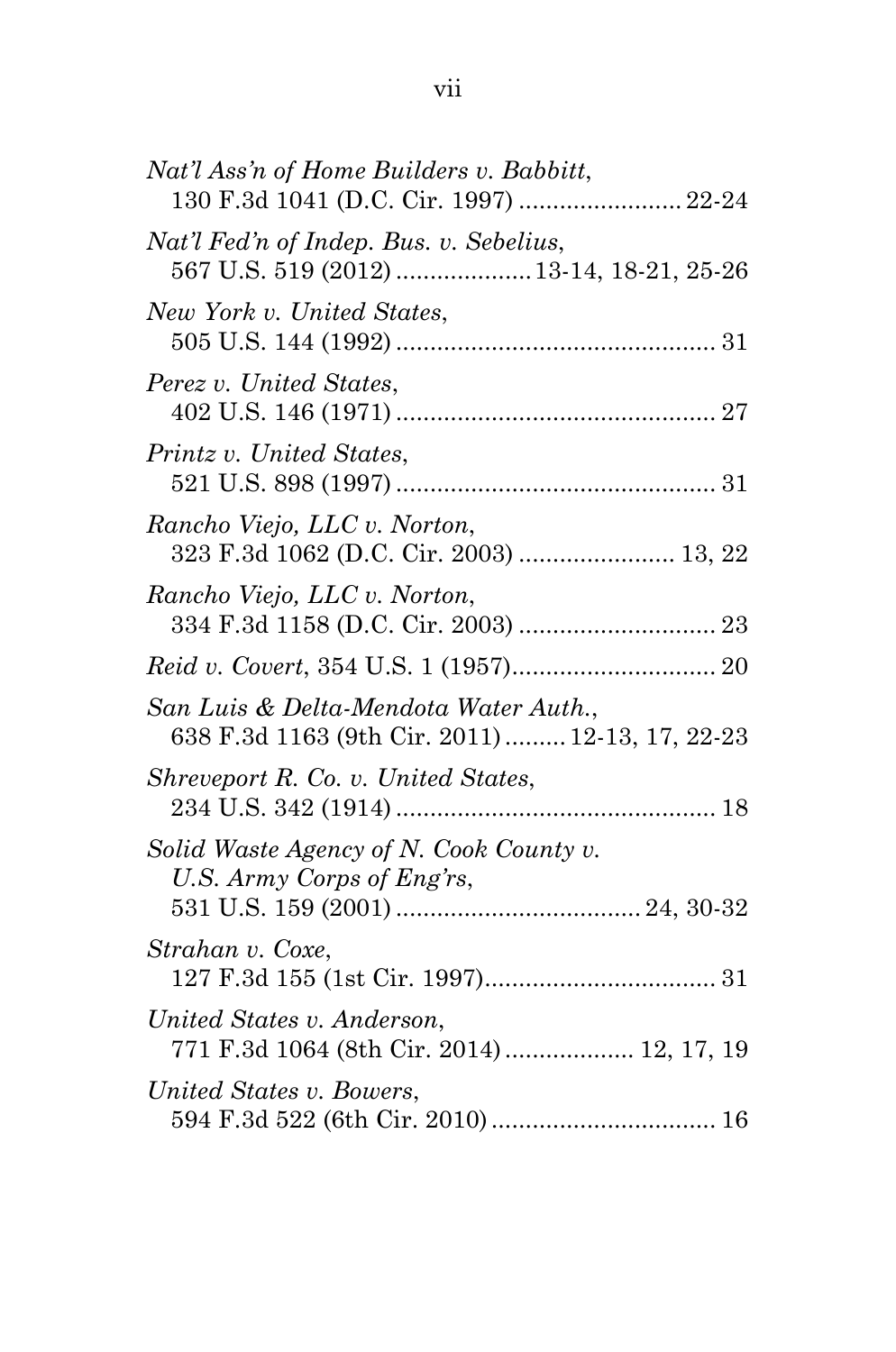*Nat'l Ass'n of Home Builders v. Babbitt*,
130 F.3d 1041 (D.C. Cir. 1997) ........................ 22-24

*Nat'l Fed'n of Indep. Bus. v. Sebelius*,
567 U.S. 519 (2012) .................... 13-14, 18-21, 25-26

*New York v. United States*,
505 U.S. 144 (1992) ............................................... 31

*Perez v. United States*,
402 U.S. 146 (1971) ............................................... 27

*Printz v. United States*,
521 U.S. 898 (1997) ............................................... 31

*Rancho Viejo, LLC v. Norton*,
323 F.3d 1062 (D.C. Cir. 2003) ....................... 13, 22

*Rancho Viejo, LLC v. Norton*,
334 F.3d 1158 (D.C. Cir. 2003) ............................. 23

*Reid v. Covert*, 354 U.S. 1 (1957).............................. 20

*San Luis & Delta-Mendota Water Auth.*,
638 F.3d 1163 (9th Cir. 2011) ......... 12-13, 17, 22-23

*Shreveport R. Co. v. United States*,
234 U.S. 342 (1914) ............................................... 18

*Solid Waste Agency of N. Cook County v. U.S. Army Corps of Eng'rs*,
531 U.S. 159 (2001) .................................... 24, 30-32

*Strahan v. Coxe*,
127 F.3d 155 (1st Cir. 1997).................................. 31

*United States v. Anderson*,
771 F.3d 1064 (8th Cir. 2014) .................. 12, 17, 19

*United States v. Bowers*,
594 F.3d 522 (6th Cir. 2010) ................................. 16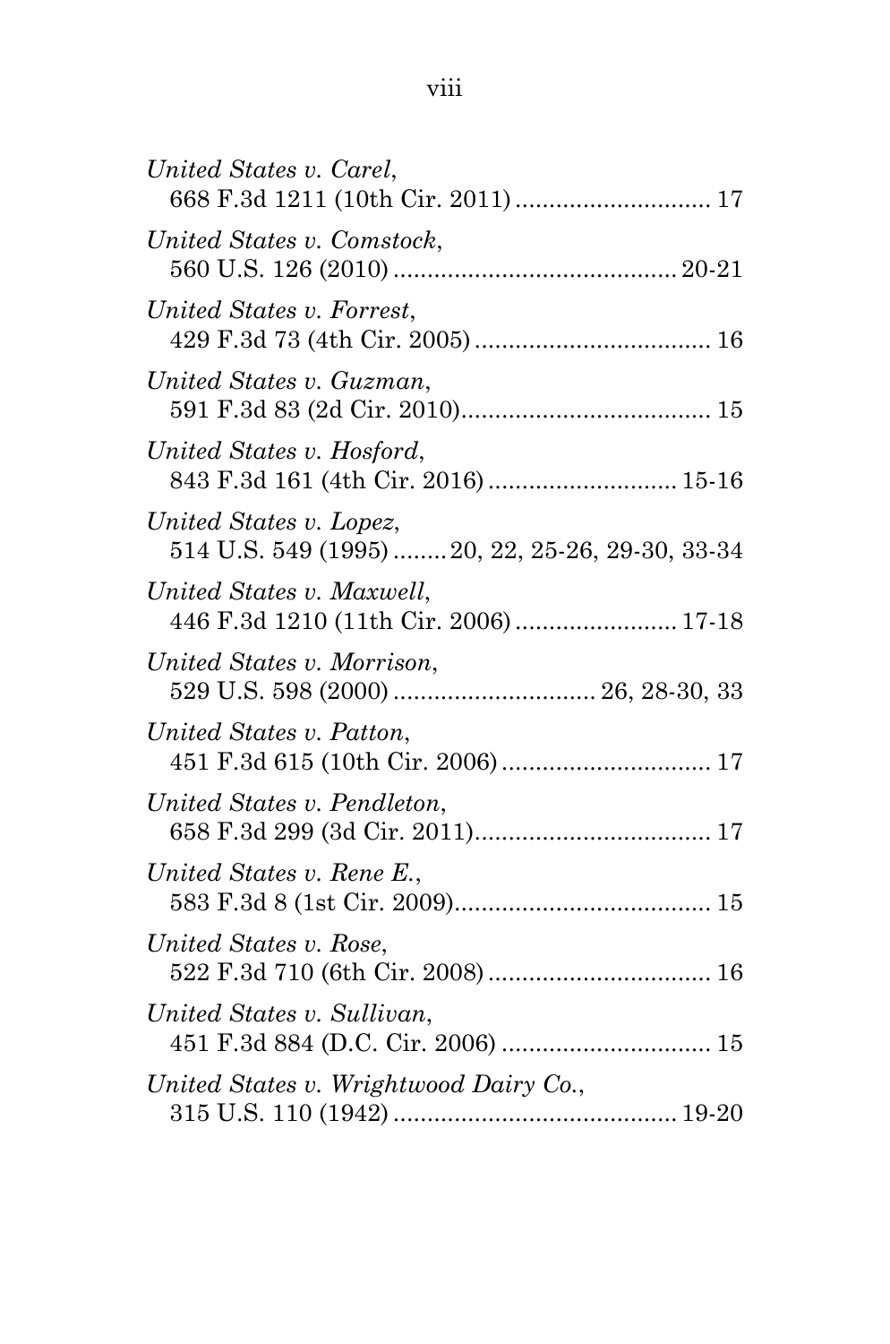*United States v. Carel*,
668 F.3d 1211 (10th Cir. 2011) ............................ 17

*United States v. Comstock*,
560 U.S. 126 (2010) ......................................... 20-21

*United States v. Forrest*,
429 F.3d 73 (4th Cir. 2005) .................................. 16

*United States v. Guzman*,
591 F.3d 83 (2d Cir. 2010).................................... 15

*United States v. Hosford*,
843 F.3d 161 (4th Cir. 2016) ........................... 15-16

*United States v. Lopez*,
514 U.S. 549 (1995) ........ 20, 22, 25-26, 29-30, 33-34

*United States v. Maxwell*,
446 F.3d 1210 (11th Cir. 2006) ........................ 17-18

*United States v. Morrison*,
529 U.S. 598 (2000) ............................. 26, 28-30, 33

*United States v. Patton*,
451 F.3d 615 (10th Cir. 2006) .............................. 17

*United States v. Pendleton*,
658 F.3d 299 (3d Cir. 2011).................................. 17

*United States v. Rene E.*,
583 F.3d 8 (1st Cir. 2009)..................................... 15

*United States v. Rose*,
522 F.3d 710 (6th Cir. 2008) ................................ 16

*United States v. Sullivan*,
451 F.3d 884 (D.C. Cir. 2006) .............................. 15

*United States v. Wrightwood Dairy Co.*,
315 U.S. 110 (1942) ......................................... 19-20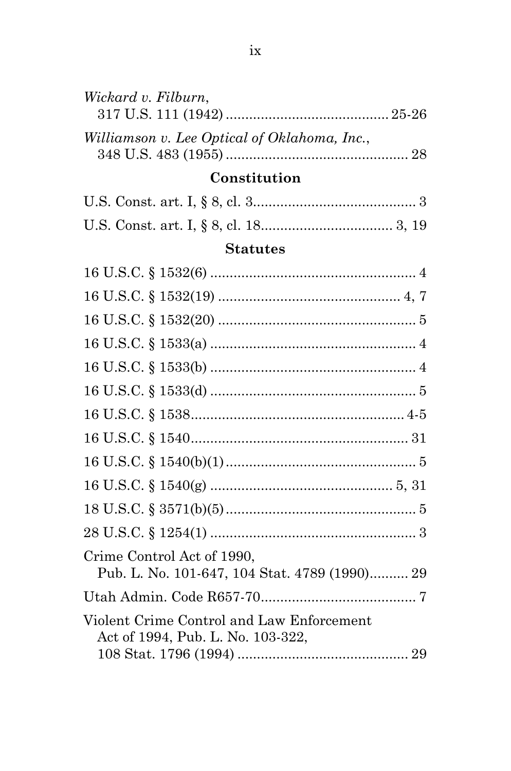*Wickard v. Filburn*,
317 U.S. 111 (1942) ........................................ 25-26

*Williamson v. Lee Optical of Oklahoma, Inc.*,
348 U.S. 483 (1955) .............................................. 28

**Constitution**

U.S. Const. art. I, § 8, cl. 3......................................... 3

U.S. Const. art. I, § 8, cl. 18................................. 3, 19

**Statutes**

16 U.S.C. § 1532(6) .................................................... 4

16 U.S.C. § 1532(19) .............................................. 4, 7

16 U.S.C. § 1532(20) .................................................. 5

16 U.S.C. § 1533(a) .................................................... 4

16 U.S.C. § 1533(b) .................................................... 4

16 U.S.C. § 1533(d) .................................................... 5

16 U.S.C. § 1538...................................................... 4-5

16 U.S.C. § 1540...................................................... 31

16 U.S.C. § 1540(b)(1)................................................ 5

16 U.S.C. § 1540(g) .............................................. 5, 31

18 U.S.C. § 3571(b)(5)................................................ 5

28 U.S.C. § 1254(1) .................................................... 3

Crime Control Act of 1990,
Pub. L. No. 101-647, 104 Stat. 4789 (1990).......... 29

Utah Admin. Code R657-70....................................... 7

Violent Crime Control and Law Enforcement
Act of 1994, Pub. L. No. 103-322,
108 Stat. 1796 (1994) ........................................... 29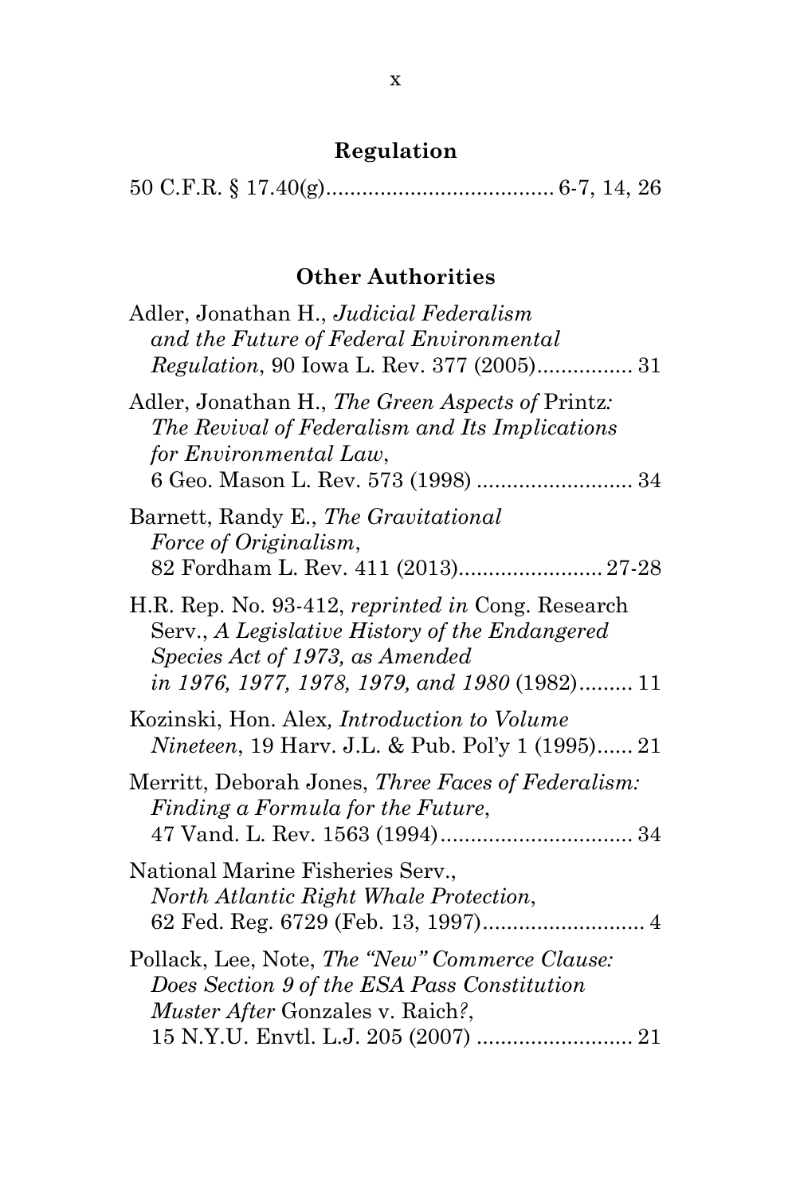## Regulation

50 C.F.R. § 17.40(g)...................................... 6-7, 14, 26

## Other Authorities

Adler, Jonathan H., *Judicial Federalism and the Future of Federal Environmental Regulation*, 90 Iowa L. Rev. 377 (2005)................ 31

Adler, Jonathan H., *The Green Aspects of* Printz*: The Revival of Federalism and Its Implications for Environmental Law*, 6 Geo. Mason L. Rev. 573 (1998) .......................... 34

Barnett, Randy E., *The Gravitational Force of Originalism*, 82 Fordham L. Rev. 411 (2013)........................ 27-28

H.R. Rep. No. 93-412, *reprinted in* Cong. Research Serv., *A Legislative History of the Endangered Species Act of 1973, as Amended in 1976, 1977, 1978, 1979, and 1980* (1982)......... 11

Kozinski, Hon. Alex*, Introduction to Volume Nineteen*, 19 Harv. J.L. & Pub. Pol'y 1 (1995)...... 21

Merritt, Deborah Jones, *Three Faces of Federalism: Finding a Formula for the Future*, 47 Vand. L. Rev. 1563 (1994)................................ 34

National Marine Fisheries Serv., *North Atlantic Right Whale Protection*, 62 Fed. Reg. 6729 (Feb. 13, 1997)........................... 4

Pollack, Lee, Note, *The "New" Commerce Clause: Does Section 9 of the ESA Pass Constitution Muster After* Gonzales v. Raich*?*, 15 N.Y.U. Envtl. L.J. 205 (2007) .......................... 21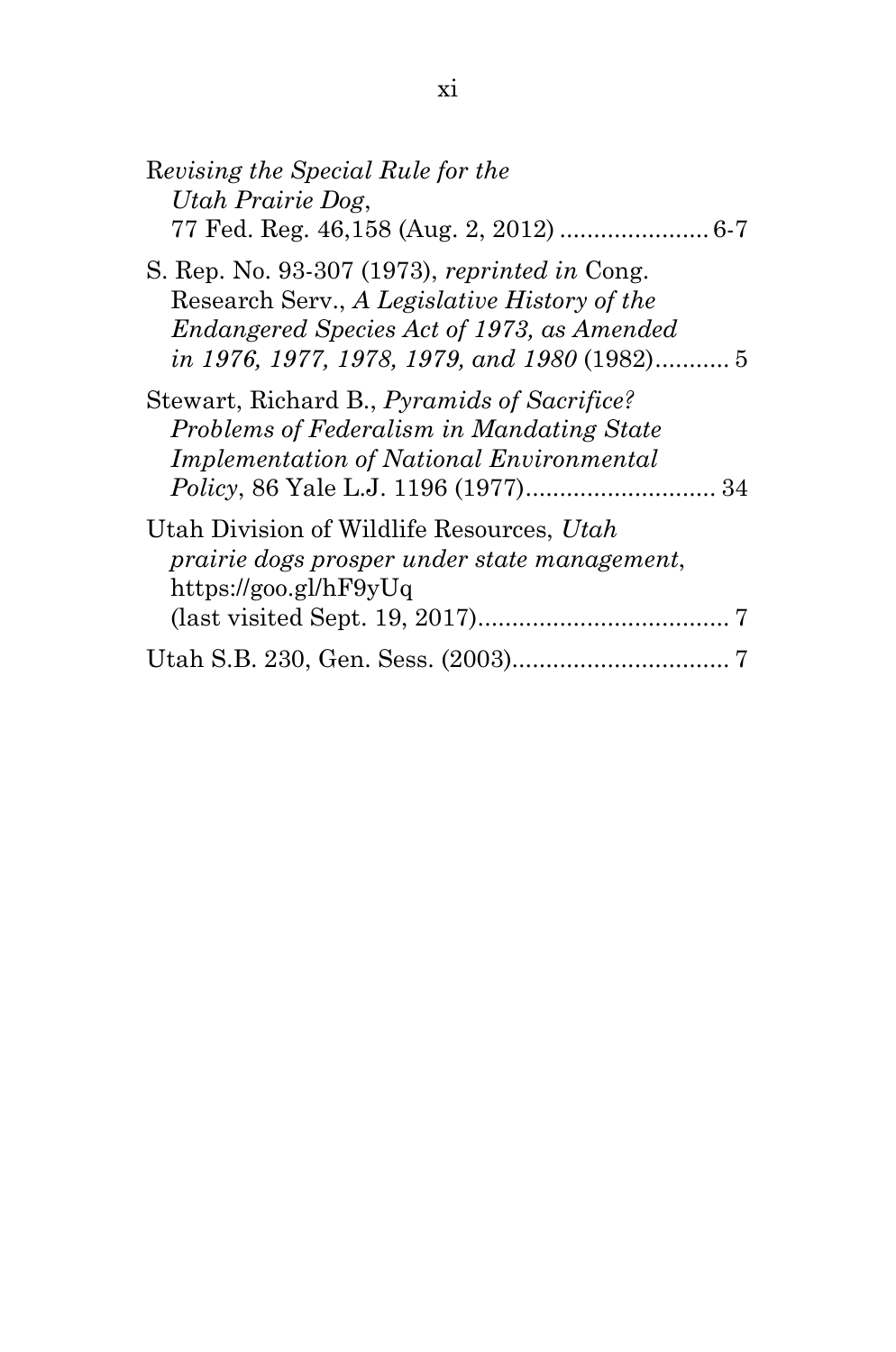R*evising the Special Rule for the Utah Prairie Dog*, 77 Fed. Reg. 46,158 (Aug. 2, 2012) ...................... 6-7

S. Rep. No. 93-307 (1973), *reprinted in* Cong. Research Serv., *A Legislative History of the Endangered Species Act of 1973, as Amended in 1976, 1977, 1978, 1979, and 1980* (1982)........... 5

Stewart, Richard B., *Pyramids of Sacrifice? Problems of Federalism in Mandating State Implementation of National Environmental Policy*, 86 Yale L.J. 1196 (1977)............................ 34

Utah Division of Wildlife Resources, *Utah prairie dogs prosper under state management*, https://goo.gl/hF9yUq (last visited Sept. 19, 2017)..................................... 7

Utah S.B. 230, Gen. Sess. (2003)................................ 7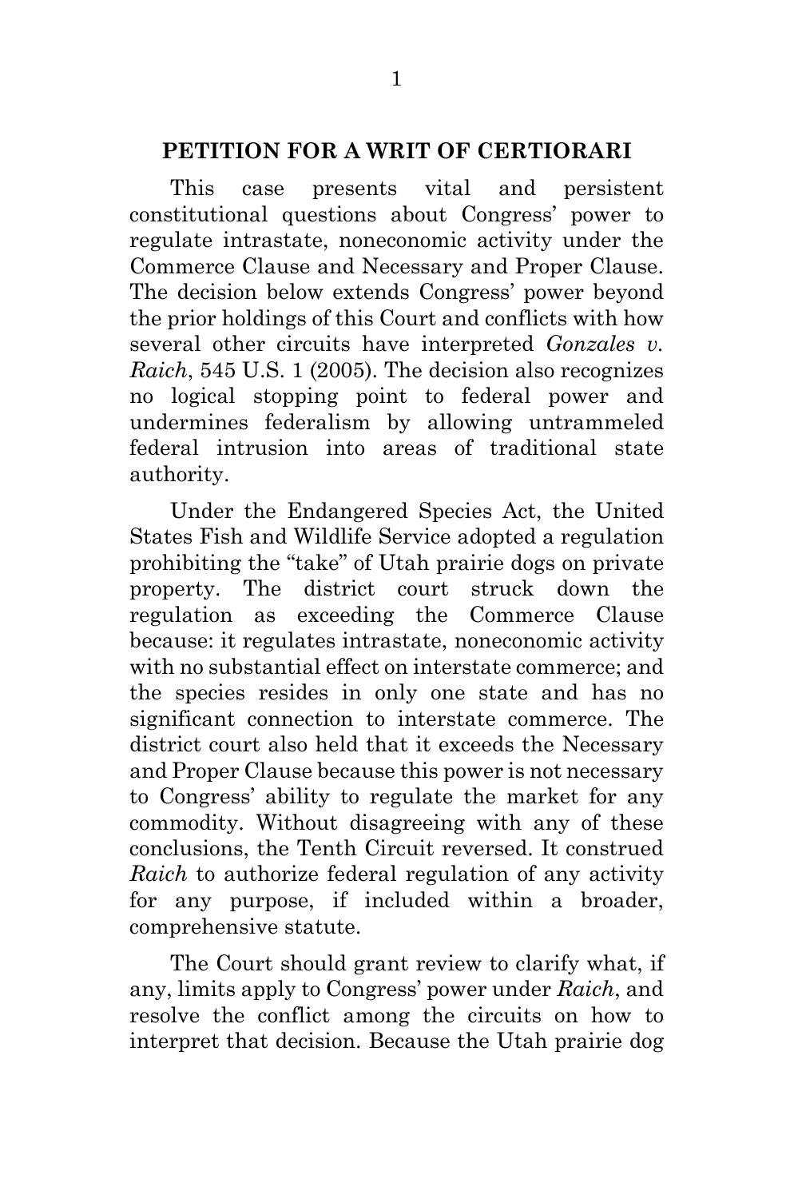## PETITION FOR A WRIT OF CERTIORARI

This case presents vital and persistent constitutional questions about Congress' power to regulate intrastate, noneconomic activity under the Commerce Clause and Necessary and Proper Clause. The decision below extends Congress' power beyond the prior holdings of this Court and conflicts with how several other circuits have interpreted *Gonzales v. Raich*, 545 U.S. 1 (2005). The decision also recognizes no logical stopping point to federal power and undermines federalism by allowing untrammeled federal intrusion into areas of traditional state authority.

Under the Endangered Species Act, the United States Fish and Wildlife Service adopted a regulation prohibiting the "take" of Utah prairie dogs on private property. The district court struck down the regulation as exceeding the Commerce Clause because: it regulates intrastate, noneconomic activity with no substantial effect on interstate commerce; and the species resides in only one state and has no significant connection to interstate commerce. The district court also held that it exceeds the Necessary and Proper Clause because this power is not necessary to Congress' ability to regulate the market for any commodity. Without disagreeing with any of these conclusions, the Tenth Circuit reversed. It construed *Raich* to authorize federal regulation of any activity for any purpose, if included within a broader, comprehensive statute.

The Court should grant review to clarify what, if any, limits apply to Congress' power under *Raich*, and resolve the conflict among the circuits on how to interpret that decision. Because the Utah prairie dog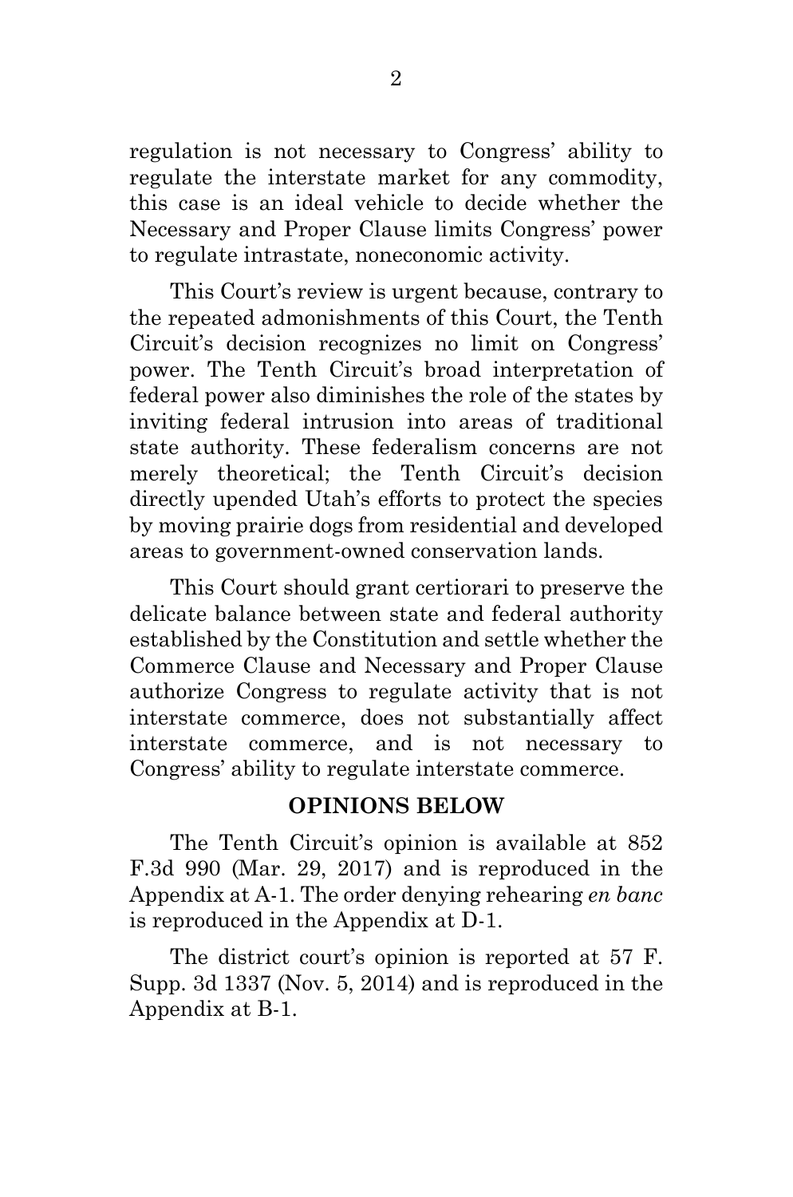regulation is not necessary to Congress' ability to regulate the interstate market for any commodity, this case is an ideal vehicle to decide whether the Necessary and Proper Clause limits Congress' power to regulate intrastate, noneconomic activity.

This Court's review is urgent because, contrary to the repeated admonishments of this Court, the Tenth Circuit's decision recognizes no limit on Congress' power. The Tenth Circuit's broad interpretation of federal power also diminishes the role of the states by inviting federal intrusion into areas of traditional state authority. These federalism concerns are not merely theoretical; the Tenth Circuit's decision directly upended Utah's efforts to protect the species by moving prairie dogs from residential and developed areas to government-owned conservation lands.

This Court should grant certiorari to preserve the delicate balance between state and federal authority established by the Constitution and settle whether the Commerce Clause and Necessary and Proper Clause authorize Congress to regulate activity that is not interstate commerce, does not substantially affect interstate commerce, and is not necessary to Congress' ability to regulate interstate commerce.

## OPINIONS BELOW

The Tenth Circuit's opinion is available at 852 F.3d 990 (Mar. 29, 2017) and is reproduced in the Appendix at A-1. The order denying rehearing *en banc* is reproduced in the Appendix at D-1.

The district court's opinion is reported at 57 F. Supp. 3d 1337 (Nov. 5, 2014) and is reproduced in the Appendix at B-1.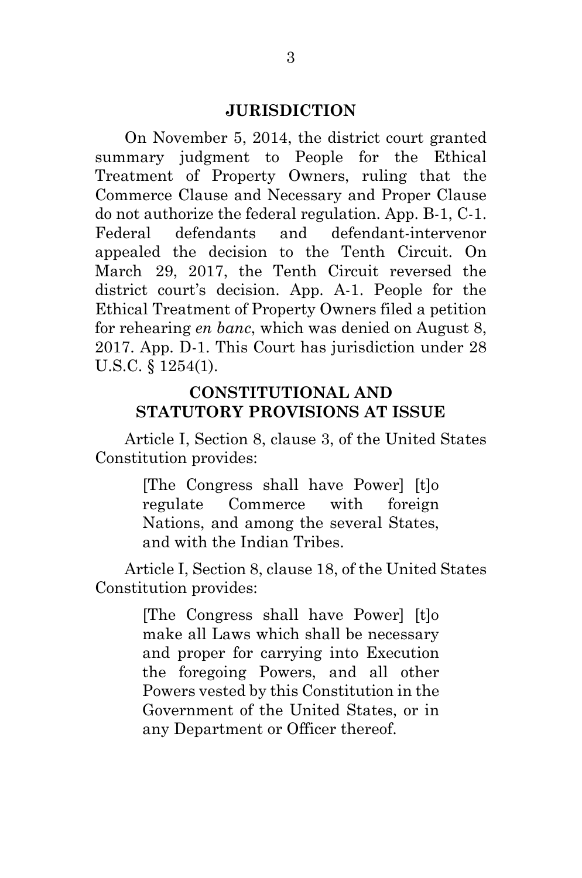## JURISDICTION

On November 5, 2014, the district court granted summary judgment to People for the Ethical Treatment of Property Owners, ruling that the Commerce Clause and Necessary and Proper Clause do not authorize the federal regulation. App. B-1, C-1. Federal defendants and defendant-intervenor appealed the decision to the Tenth Circuit. On March 29, 2017, the Tenth Circuit reversed the district court's decision. App. A-1. People for the Ethical Treatment of Property Owners filed a petition for rehearing *en banc*, which was denied on August 8, 2017. App. D-1. This Court has jurisdiction under 28 U.S.C. § 1254(1).

## CONSTITUTIONAL AND STATUTORY PROVISIONS AT ISSUE

Article I, Section 8, clause 3, of the United States Constitution provides:

> [The Congress shall have Power] [t]o regulate Commerce with foreign Nations, and among the several States, and with the Indian Tribes.

Article I, Section 8, clause 18, of the United States Constitution provides:

> [The Congress shall have Power] [t]o make all Laws which shall be necessary and proper for carrying into Execution the foregoing Powers, and all other Powers vested by this Constitution in the Government of the United States, or in any Department or Officer thereof.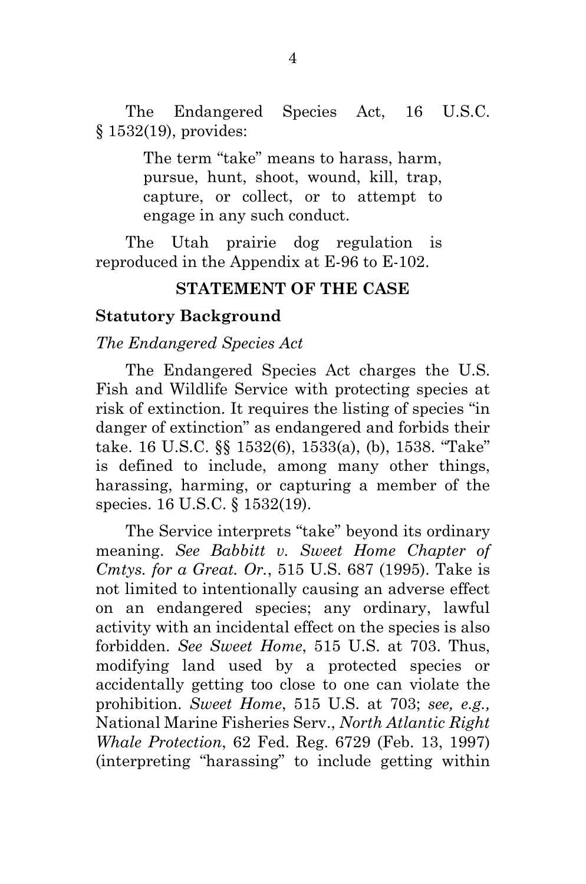The Endangered Species Act, 16 U.S.C. § 1532(19), provides:

> The term "take" means to harass, harm, pursue, hunt, shoot, wound, kill, trap, capture, or collect, or to attempt to engage in any such conduct.

The Utah prairie dog regulation is reproduced in the Appendix at E-96 to E-102.

## STATEMENT OF THE CASE

### Statutory Background

#### *The Endangered Species Act*

The Endangered Species Act charges the U.S. Fish and Wildlife Service with protecting species at risk of extinction. It requires the listing of species "in danger of extinction" as endangered and forbids their take. 16 U.S.C. §§ 1532(6), 1533(a), (b), 1538. "Take" is defined to include, among many other things, harassing, harming, or capturing a member of the species. 16 U.S.C. § 1532(19).

The Service interprets "take" beyond its ordinary meaning. *See Babbitt v. Sweet Home Chapter of Cmtys. for a Great. Or.*, 515 U.S. 687 (1995). Take is not limited to intentionally causing an adverse effect on an endangered species; any ordinary, lawful activity with an incidental effect on the species is also forbidden. *See Sweet Home*, 515 U.S. at 703. Thus, modifying land used by a protected species or accidentally getting too close to one can violate the prohibition. *Sweet Home*, 515 U.S. at 703; *see, e.g.,* National Marine Fisheries Serv., *North Atlantic Right Whale Protection*, 62 Fed. Reg. 6729 (Feb. 13, 1997) (interpreting "harassing" to include getting within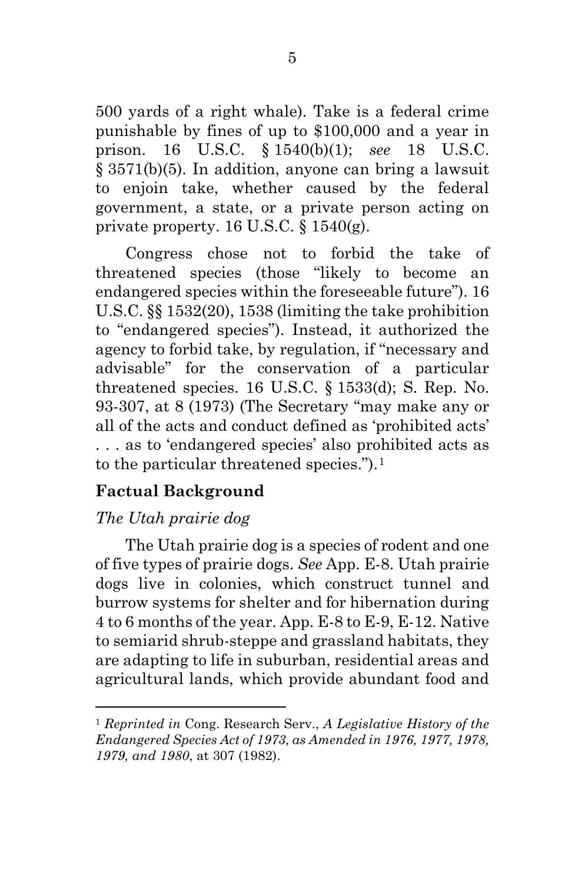500 yards of a right whale). Take is a federal crime punishable by fines of up to $100,000 and a year in prison. 16 U.S.C. § 1540(b)(1); *see* 18 U.S.C. § 3571(b)(5). In addition, anyone can bring a lawsuit to enjoin take, whether caused by the federal government, a state, or a private person acting on private property. 16 U.S.C. § 1540(g).

Congress chose not to forbid the take of threatened species (those "likely to become an endangered species within the foreseeable future"). 16 U.S.C. §§ 1532(20), 1538 (limiting the take prohibition to "endangered species"). Instead, it authorized the agency to forbid take, by regulation, if "necessary and advisable" for the conservation of a particular threatened species. 16 U.S.C. § 1533(d); S. Rep. No. 93-307, at 8 (1973) (The Secretary "may make any or all of the acts and conduct defined as 'prohibited acts' . . . as to 'endangered species' also prohibited acts as to the particular threatened species.").[1]

## Factual Background

*The Utah prairie dog*

The Utah prairie dog is a species of rodent and one of five types of prairie dogs. *See* App. E-8. Utah prairie dogs live in colonies, which construct tunnel and burrow systems for shelter and for hibernation during 4 to 6 months of the year. App. E-8 to E-9, E-12. Native to semiarid shrub-steppe and grassland habitats, they are adapting to life in suburban, residential areas and agricultural lands, which provide abundant food and

---

[1] *Reprinted in* Cong. Research Serv., *A Legislative History of the Endangered Species Act of 1973, as Amended in 1976, 1977, 1978, 1979, and 1980*, at 307 (1982).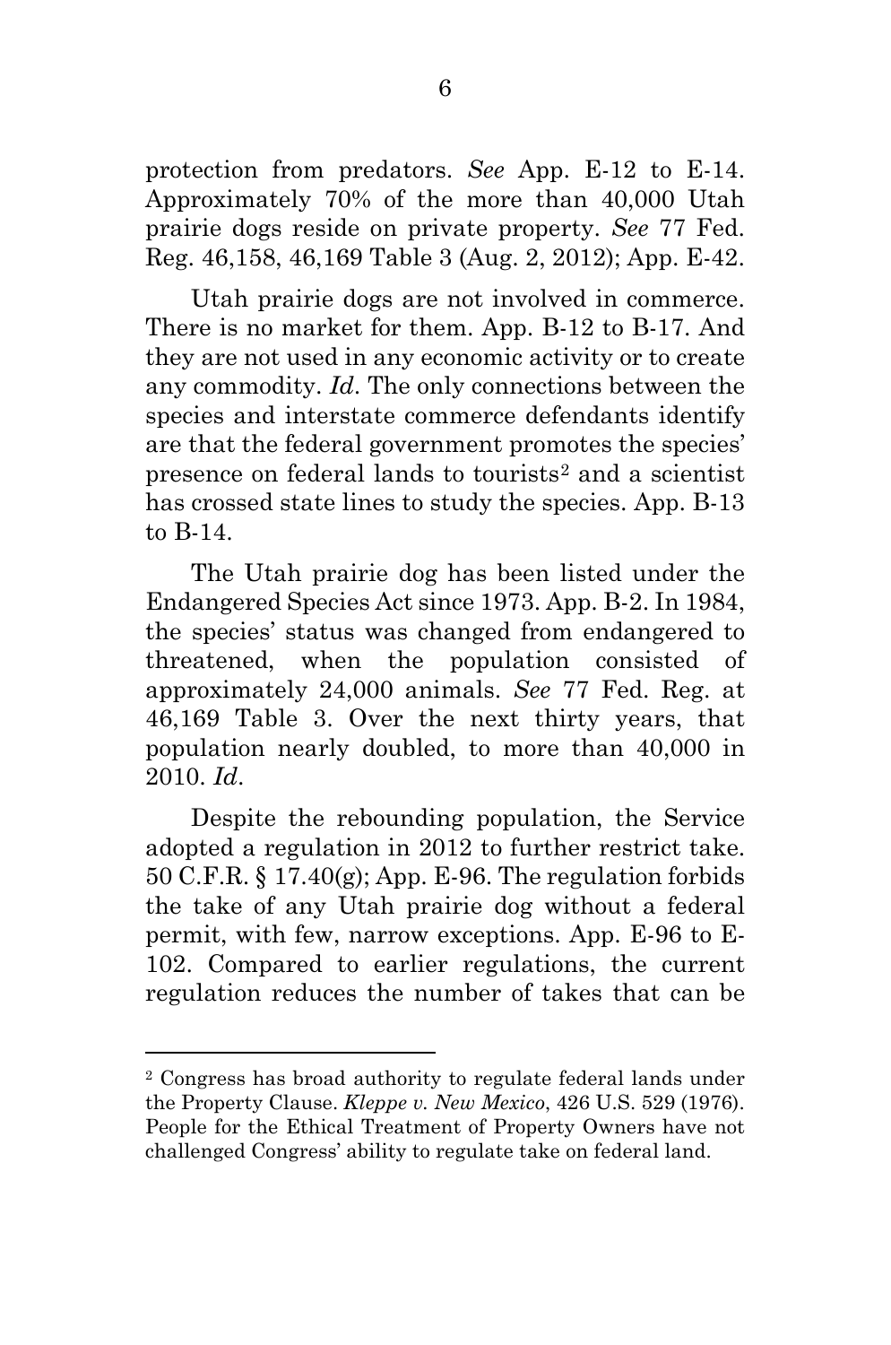protection from predators. *See* App. E-12 to E-14. Approximately 70% of the more than 40,000 Utah prairie dogs reside on private property. *See* 77 Fed. Reg. 46,158, 46,169 Table 3 (Aug. 2, 2012); App. E-42.

Utah prairie dogs are not involved in commerce. There is no market for them. App. B-12 to B-17. And they are not used in any economic activity or to create any commodity. *Id*. The only connections between the species and interstate commerce defendants identify are that the federal government promotes the species' presence on federal lands to tourists[2] and a scientist has crossed state lines to study the species. App. B-13 to B-14.

The Utah prairie dog has been listed under the Endangered Species Act since 1973. App. B-2. In 1984, the species' status was changed from endangered to threatened, when the population consisted of approximately 24,000 animals. *See* 77 Fed. Reg. at 46,169 Table 3. Over the next thirty years, that population nearly doubled, to more than 40,000 in 2010. *Id*.

Despite the rebounding population, the Service adopted a regulation in 2012 to further restrict take. 50 C.F.R. § 17.40(g); App. E-96. The regulation forbids the take of any Utah prairie dog without a federal permit, with few, narrow exceptions. App. E-96 to E-102. Compared to earlier regulations, the current regulation reduces the number of takes that can be

---

[2] Congress has broad authority to regulate federal lands under the Property Clause. *Kleppe v. New Mexico*, 426 U.S. 529 (1976). People for the Ethical Treatment of Property Owners have not challenged Congress' ability to regulate take on federal land.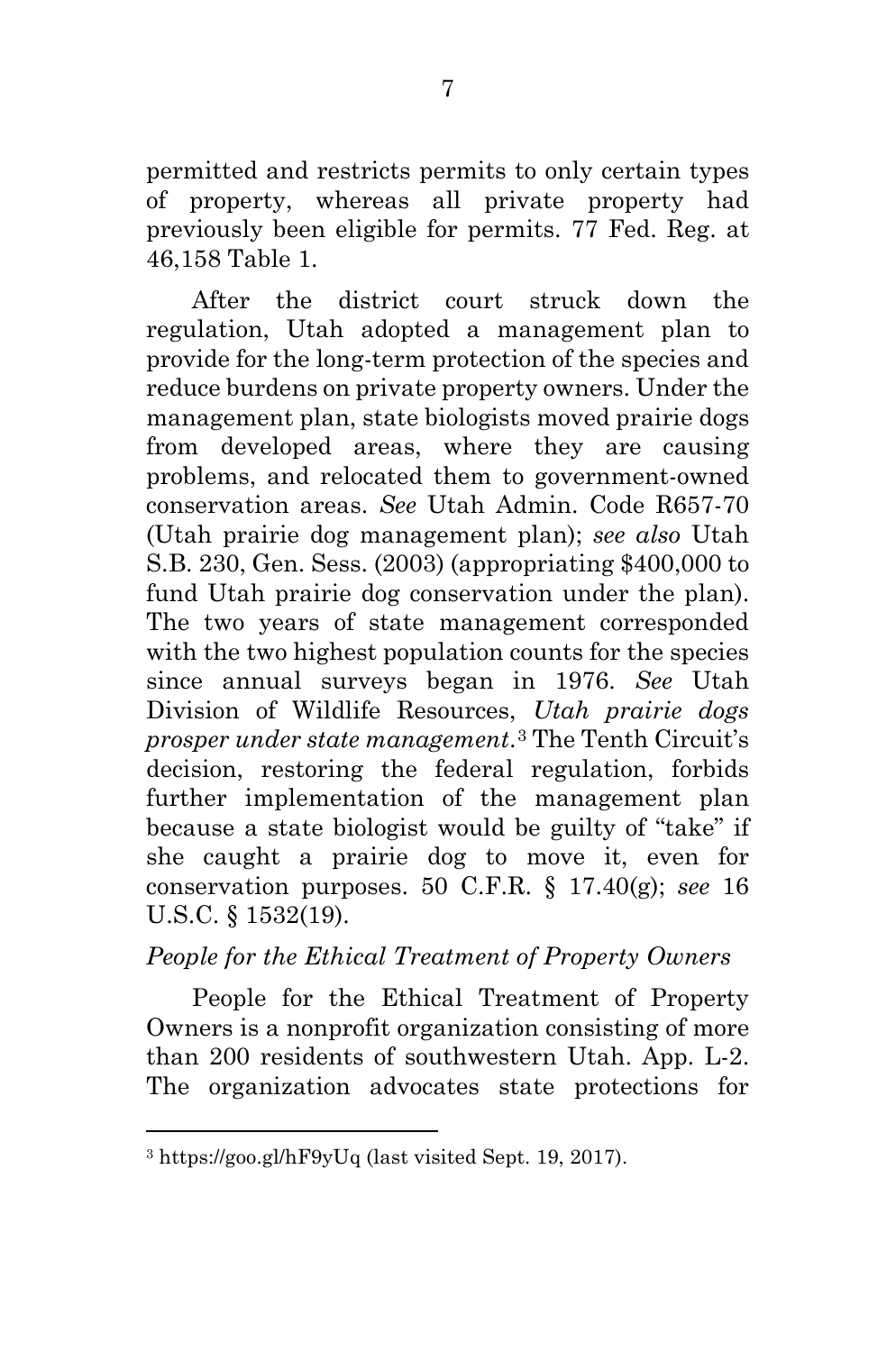permitted and restricts permits to only certain types of property, whereas all private property had previously been eligible for permits. 77 Fed. Reg. at 46,158 Table 1.

After the district court struck down the regulation, Utah adopted a management plan to provide for the long-term protection of the species and reduce burdens on private property owners. Under the management plan, state biologists moved prairie dogs from developed areas, where they are causing problems, and relocated them to government-owned conservation areas. *See* Utah Admin. Code R657-70 (Utah prairie dog management plan); *see also* Utah S.B. 230, Gen. Sess. (2003) (appropriating $400,000 to fund Utah prairie dog conservation under the plan). The two years of state management corresponded with the two highest population counts for the species since annual surveys began in 1976. *See* Utah Division of Wildlife Resources, *Utah prairie dogs prosper under state management*.[3] The Tenth Circuit's decision, restoring the federal regulation, forbids further implementation of the management plan because a state biologist would be guilty of "take" if she caught a prairie dog to move it, even for conservation purposes. 50 C.F.R. § 17.40(g); *see* 16 U.S.C. § 1532(19).

*People for the Ethical Treatment of Property Owners*

People for the Ethical Treatment of Property Owners is a nonprofit organization consisting of more than 200 residents of southwestern Utah. App. L-2. The organization advocates state protections for

---

[3] https://goo.gl/hF9yUq (last visited Sept. 19, 2017).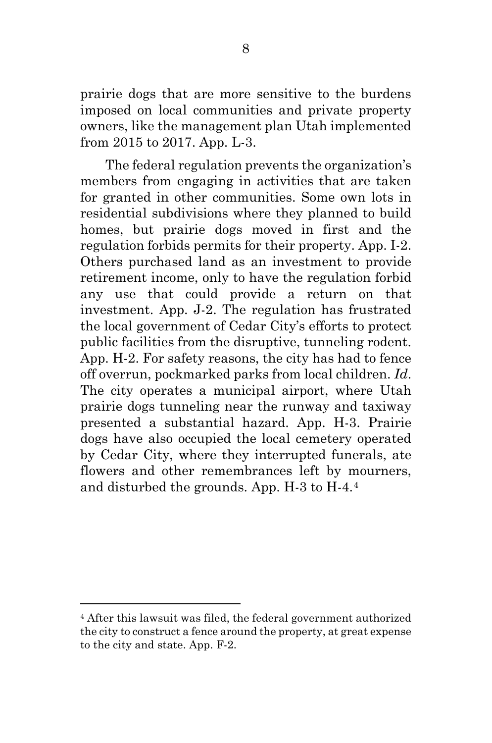prairie dogs that are more sensitive to the burdens imposed on local communities and private property owners, like the management plan Utah implemented from 2015 to 2017. App. L-3.

The federal regulation prevents the organization's members from engaging in activities that are taken for granted in other communities. Some own lots in residential subdivisions where they planned to build homes, but prairie dogs moved in first and the regulation forbids permits for their property. App. I-2. Others purchased land as an investment to provide retirement income, only to have the regulation forbid any use that could provide a return on that investment. App. J-2. The regulation has frustrated the local government of Cedar City's efforts to protect public facilities from the disruptive, tunneling rodent. App. H-2. For safety reasons, the city has had to fence off overrun, pockmarked parks from local children. *Id*. The city operates a municipal airport, where Utah prairie dogs tunneling near the runway and taxiway presented a substantial hazard. App. H-3. Prairie dogs have also occupied the local cemetery operated by Cedar City, where they interrupted funerals, ate flowers and other remembrances left by mourners, and disturbed the grounds. App. H-3 to H-4.[4]

---

[4] After this lawsuit was filed, the federal government authorized the city to construct a fence around the property, at great expense to the city and state. App. F-2.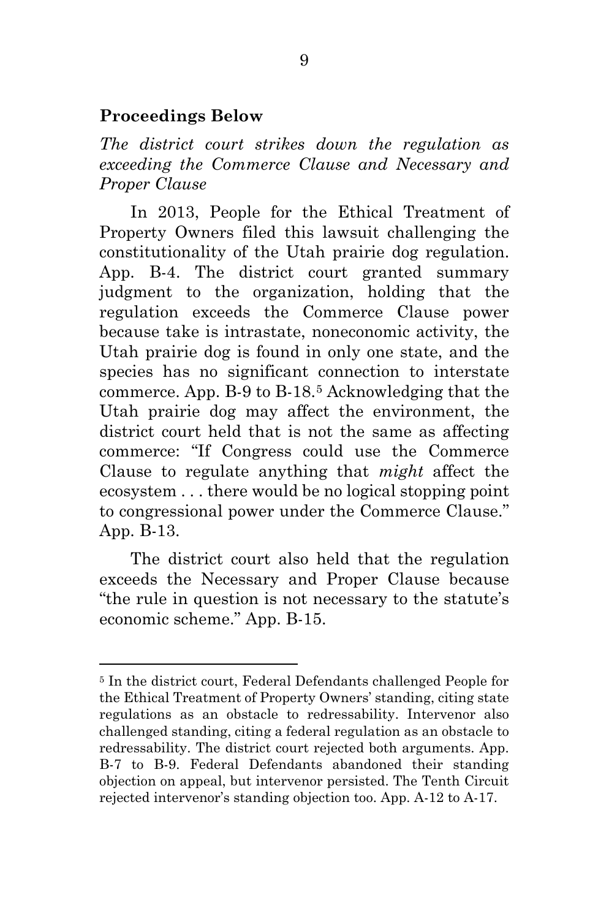## Proceedings Below

*The district court strikes down the regulation as exceeding the Commerce Clause and Necessary and Proper Clause*

In 2013, People for the Ethical Treatment of Property Owners filed this lawsuit challenging the constitutionality of the Utah prairie dog regulation. App. B-4. The district court granted summary judgment to the organization, holding that the regulation exceeds the Commerce Clause power because take is intrastate, noneconomic activity, the Utah prairie dog is found in only one state, and the species has no significant connection to interstate commerce. App. B-9 to B-18.[5] Acknowledging that the Utah prairie dog may affect the environment, the district court held that is not the same as affecting commerce: "If Congress could use the Commerce Clause to regulate anything that *might* affect the ecosystem . . . there would be no logical stopping point to congressional power under the Commerce Clause." App. B-13.

The district court also held that the regulation exceeds the Necessary and Proper Clause because "the rule in question is not necessary to the statute's economic scheme." App. B-15.

---

[5] In the district court, Federal Defendants challenged People for the Ethical Treatment of Property Owners' standing, citing state regulations as an obstacle to redressability. Intervenor also challenged standing, citing a federal regulation as an obstacle to redressability. The district court rejected both arguments. App. B-7 to B-9. Federal Defendants abandoned their standing objection on appeal, but intervenor persisted. The Tenth Circuit rejected intervenor's standing objection too. App. A-12 to A-17.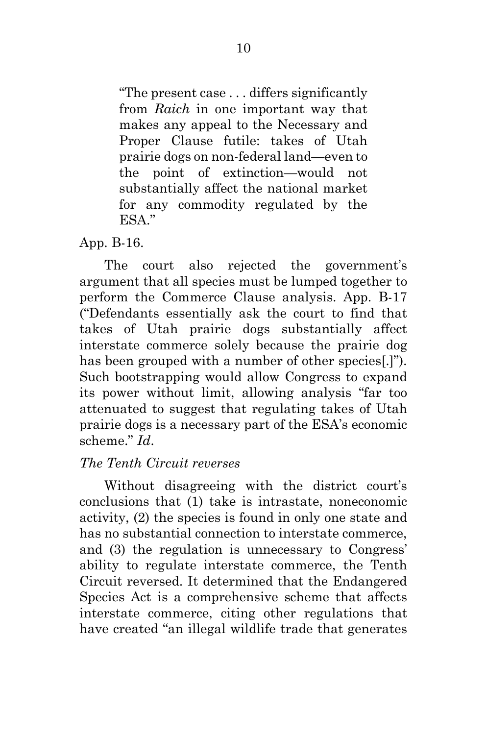> "The present case . . . differs significantly from *Raich* in one important way that makes any appeal to the Necessary and Proper Clause futile: takes of Utah prairie dogs on non-federal land—even to the point of extinction—would not substantially affect the national market for any commodity regulated by the ESA."

App. B-16.

The court also rejected the government's argument that all species must be lumped together to perform the Commerce Clause analysis. App. B-17 ("Defendants essentially ask the court to find that takes of Utah prairie dogs substantially affect interstate commerce solely because the prairie dog has been grouped with a number of other species[.]"). Such bootstrapping would allow Congress to expand its power without limit, allowing analysis "far too attenuated to suggest that regulating takes of Utah prairie dogs is a necessary part of the ESA's economic scheme." *Id*.

*The Tenth Circuit reverses*

Without disagreeing with the district court's conclusions that (1) take is intrastate, noneconomic activity, (2) the species is found in only one state and has no substantial connection to interstate commerce, and (3) the regulation is unnecessary to Congress' ability to regulate interstate commerce, the Tenth Circuit reversed. It determined that the Endangered Species Act is a comprehensive scheme that affects interstate commerce, citing other regulations that have created "an illegal wildlife trade that generates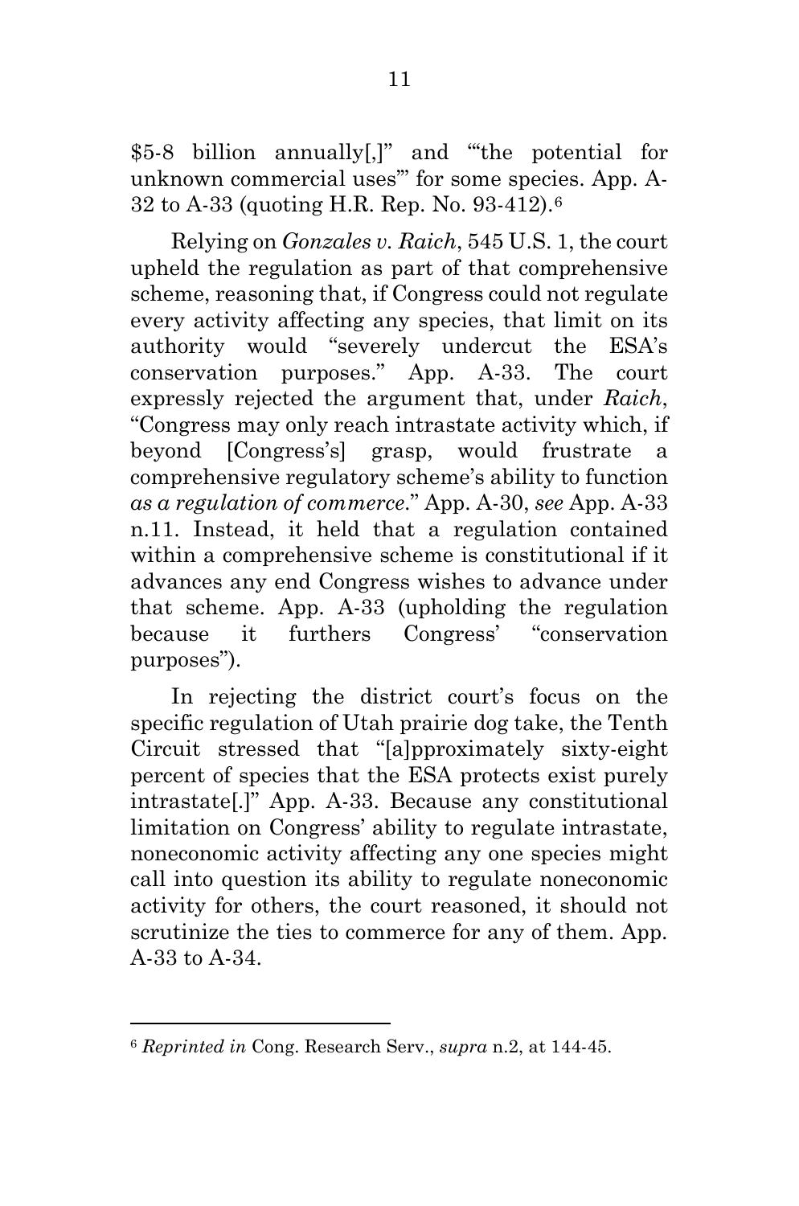$5-8 billion annually[,]" and "'the potential for unknown commercial uses'" for some species. App. A-32 to A-33 (quoting H.R. Rep. No. 93-412).[6]

Relying on *Gonzales v. Raich*, 545 U.S. 1, the court upheld the regulation as part of that comprehensive scheme, reasoning that, if Congress could not regulate every activity affecting any species, that limit on its authority would "severely undercut the ESA's conservation purposes." App. A-33. The court expressly rejected the argument that, under *Raich*, "Congress may only reach intrastate activity which, if beyond [Congress's] grasp, would frustrate a comprehensive regulatory scheme's ability to function *as a regulation of commerce*." App. A-30, *see* App. A-33 n.11. Instead, it held that a regulation contained within a comprehensive scheme is constitutional if it advances any end Congress wishes to advance under that scheme. App. A-33 (upholding the regulation because it furthers Congress' "conservation purposes").

In rejecting the district court's focus on the specific regulation of Utah prairie dog take, the Tenth Circuit stressed that "[a]pproximately sixty-eight percent of species that the ESA protects exist purely intrastate[.]" App. A-33. Because any constitutional limitation on Congress' ability to regulate intrastate, noneconomic activity affecting any one species might call into question its ability to regulate noneconomic activity for others, the court reasoned, it should not scrutinize the ties to commerce for any of them. App. A-33 to A-34.

---

[6] *Reprinted in* Cong. Research Serv., *supra* n.2, at 144-45.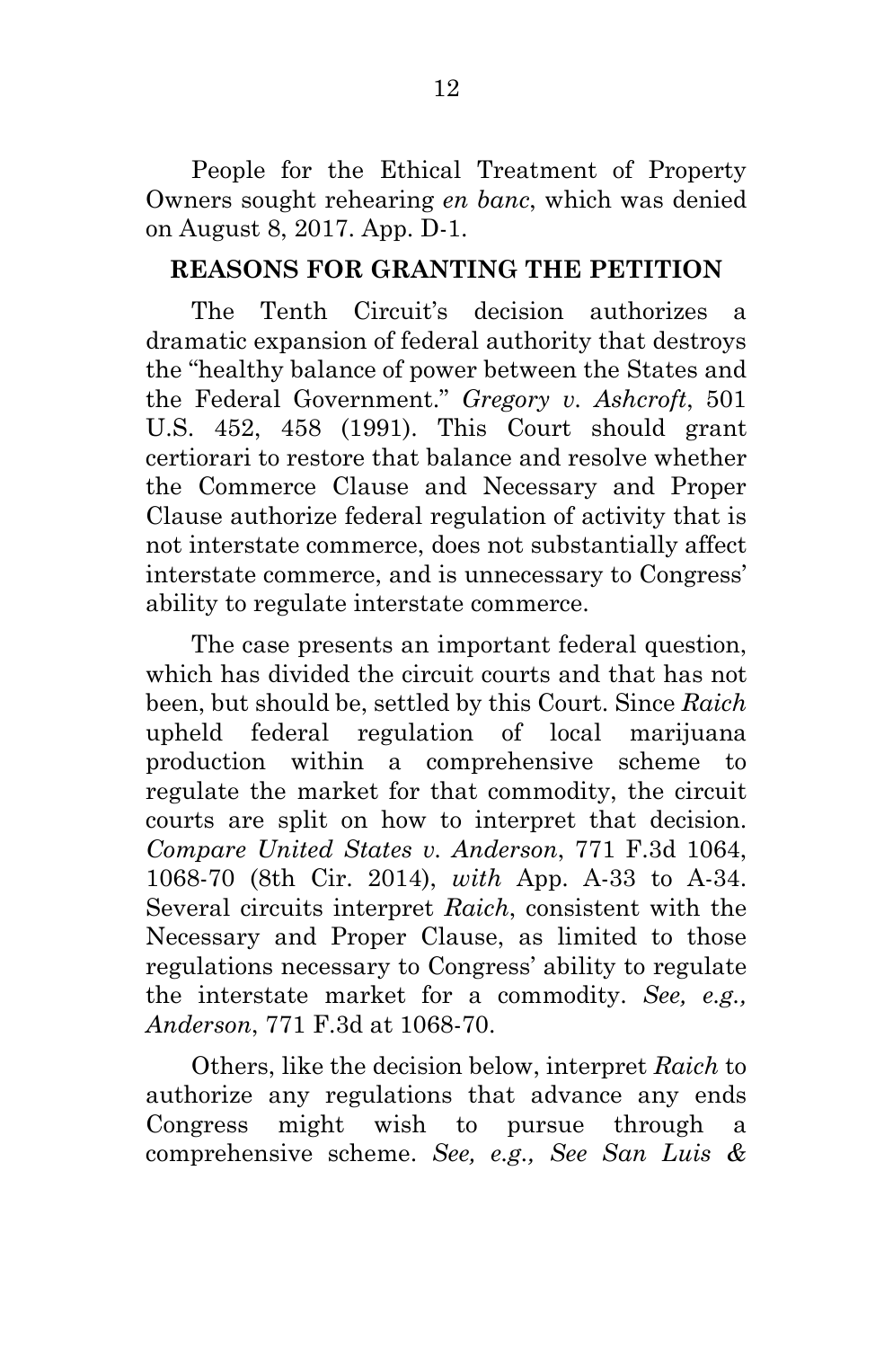People for the Ethical Treatment of Property Owners sought rehearing *en banc*, which was denied on August 8, 2017. App. D-1.

## REASONS FOR GRANTING THE PETITION

The Tenth Circuit's decision authorizes a dramatic expansion of federal authority that destroys the "healthy balance of power between the States and the Federal Government." *Gregory v. Ashcroft*, 501 U.S. 452, 458 (1991). This Court should grant certiorari to restore that balance and resolve whether the Commerce Clause and Necessary and Proper Clause authorize federal regulation of activity that is not interstate commerce, does not substantially affect interstate commerce, and is unnecessary to Congress' ability to regulate interstate commerce.

The case presents an important federal question, which has divided the circuit courts and that has not been, but should be, settled by this Court. Since *Raich* upheld federal regulation of local marijuana production within a comprehensive scheme to regulate the market for that commodity, the circuit courts are split on how to interpret that decision. *Compare United States v. Anderson*, 771 F.3d 1064, 1068-70 (8th Cir. 2014), *with* App. A-33 to A-34. Several circuits interpret *Raich*, consistent with the Necessary and Proper Clause, as limited to those regulations necessary to Congress' ability to regulate the interstate market for a commodity. *See, e.g., Anderson*, 771 F.3d at 1068-70.

Others, like the decision below, interpret *Raich* to authorize any regulations that advance any ends Congress might wish to pursue through a comprehensive scheme. *See, e.g., See San Luis &*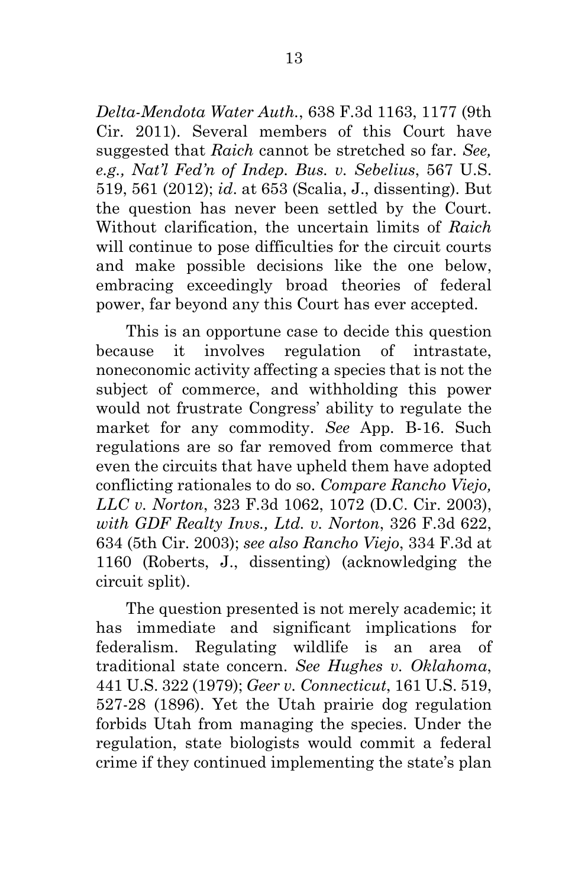*Delta-Mendota Water Auth.*, 638 F.3d 1163, 1177 (9th Cir. 2011). Several members of this Court have suggested that *Raich* cannot be stretched so far. *See, e.g., Nat'l Fed'n of Indep. Bus. v. Sebelius*, 567 U.S. 519, 561 (2012); *id*. at 653 (Scalia, J., dissenting). But the question has never been settled by the Court. Without clarification, the uncertain limits of *Raich* will continue to pose difficulties for the circuit courts and make possible decisions like the one below, embracing exceedingly broad theories of federal power, far beyond any this Court has ever accepted.

This is an opportune case to decide this question because it involves regulation of intrastate, noneconomic activity affecting a species that is not the subject of commerce, and withholding this power would not frustrate Congress' ability to regulate the market for any commodity. *See* App. B-16. Such regulations are so far removed from commerce that even the circuits that have upheld them have adopted conflicting rationales to do so. *Compare Rancho Viejo, LLC v. Norton*, 323 F.3d 1062, 1072 (D.C. Cir. 2003), *with GDF Realty Invs., Ltd. v. Norton*, 326 F.3d 622, 634 (5th Cir. 2003); *see also Rancho Viejo*, 334 F.3d at 1160 (Roberts, J., dissenting) (acknowledging the circuit split).

The question presented is not merely academic; it has immediate and significant implications for federalism. Regulating wildlife is an area of traditional state concern. *See Hughes v. Oklahoma*, 441 U.S. 322 (1979); *Geer v. Connecticut*, 161 U.S. 519, 527-28 (1896). Yet the Utah prairie dog regulation forbids Utah from managing the species. Under the regulation, state biologists would commit a federal crime if they continued implementing the state's plan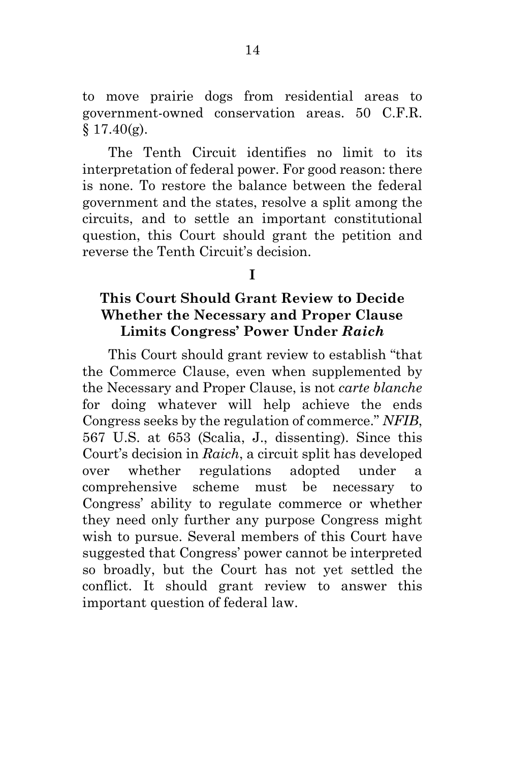to move prairie dogs from residential areas to government-owned conservation areas. 50 C.F.R. § 17.40(g).

The Tenth Circuit identifies no limit to its interpretation of federal power. For good reason: there is none. To restore the balance between the federal government and the states, resolve a split among the circuits, and to settle an important constitutional question, this Court should grant the petition and reverse the Tenth Circuit's decision.

## I

## This Court Should Grant Review to Decide Whether the Necessary and Proper Clause Limits Congress' Power Under *Raich*

This Court should grant review to establish "that the Commerce Clause, even when supplemented by the Necessary and Proper Clause, is not *carte blanche* for doing whatever will help achieve the ends Congress seeks by the regulation of commerce." *NFIB*, 567 U.S. at 653 (Scalia, J., dissenting). Since this Court's decision in *Raich*, a circuit split has developed over whether regulations adopted under a comprehensive scheme must be necessary to Congress' ability to regulate commerce or whether they need only further any purpose Congress might wish to pursue. Several members of this Court have suggested that Congress' power cannot be interpreted so broadly, but the Court has not yet settled the conflict. It should grant review to answer this important question of federal law.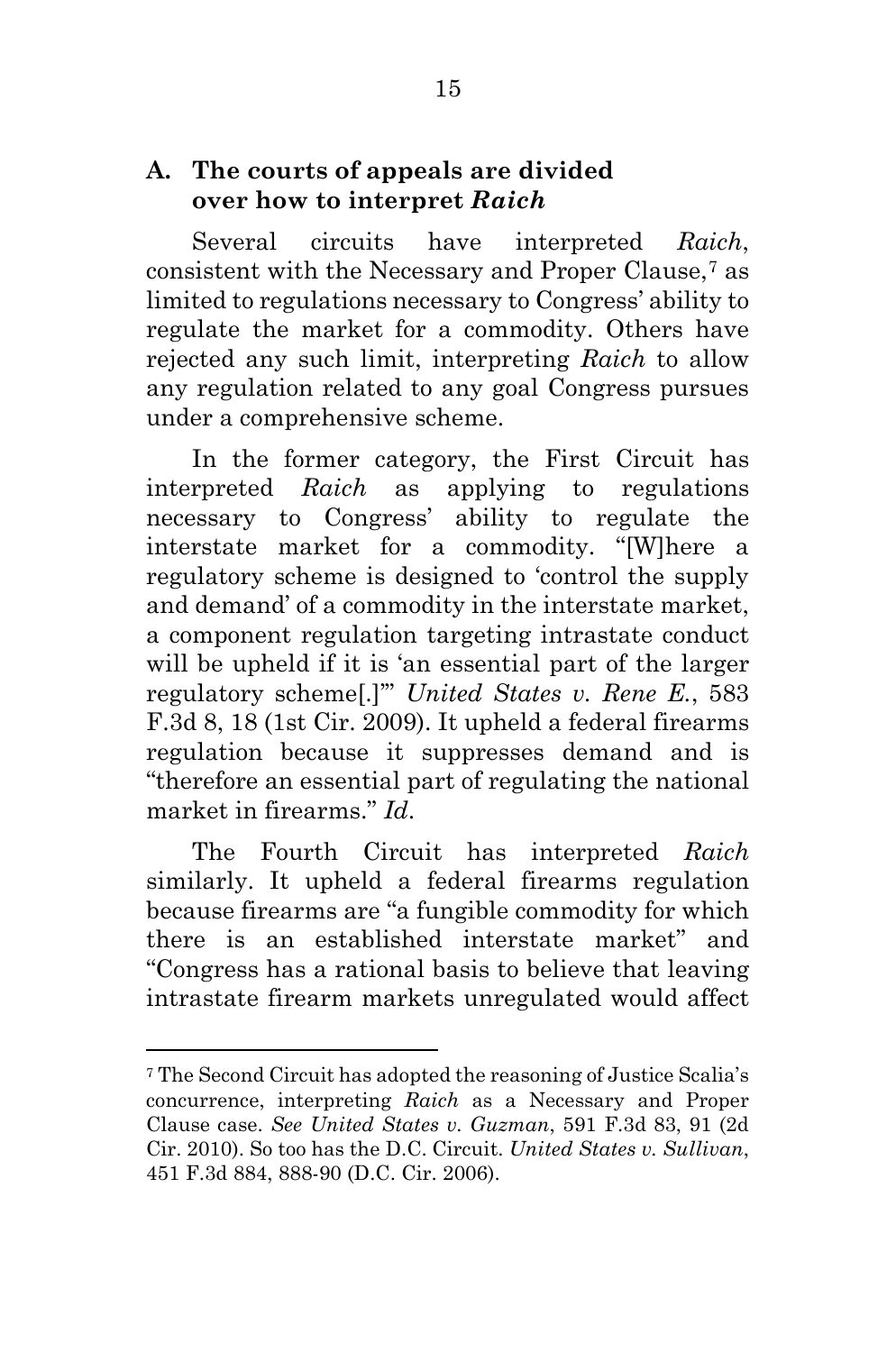### A. The courts of appeals are divided over how to interpret *Raich*

Several circuits have interpreted *Raich*, consistent with the Necessary and Proper Clause,[7] as limited to regulations necessary to Congress' ability to regulate the market for a commodity. Others have rejected any such limit, interpreting *Raich* to allow any regulation related to any goal Congress pursues under a comprehensive scheme.

In the former category, the First Circuit has interpreted *Raich* as applying to regulations necessary to Congress' ability to regulate the interstate market for a commodity. "[W]here a regulatory scheme is designed to 'control the supply and demand' of a commodity in the interstate market, a component regulation targeting intrastate conduct will be upheld if it is 'an essential part of the larger regulatory scheme[.]'" *United States v. Rene E.*, 583 F.3d 8, 18 (1st Cir. 2009). It upheld a federal firearms regulation because it suppresses demand and is "therefore an essential part of regulating the national market in firearms." *Id*.

The Fourth Circuit has interpreted *Raich* similarly. It upheld a federal firearms regulation because firearms are "a fungible commodity for which there is an established interstate market" and "Congress has a rational basis to believe that leaving intrastate firearm markets unregulated would affect

---

[7] The Second Circuit has adopted the reasoning of Justice Scalia's concurrence, interpreting *Raich* as a Necessary and Proper Clause case. *See United States v. Guzman*, 591 F.3d 83, 91 (2d Cir. 2010). So too has the D.C. Circuit. *United States v. Sullivan*, 451 F.3d 884, 888-90 (D.C. Cir. 2006).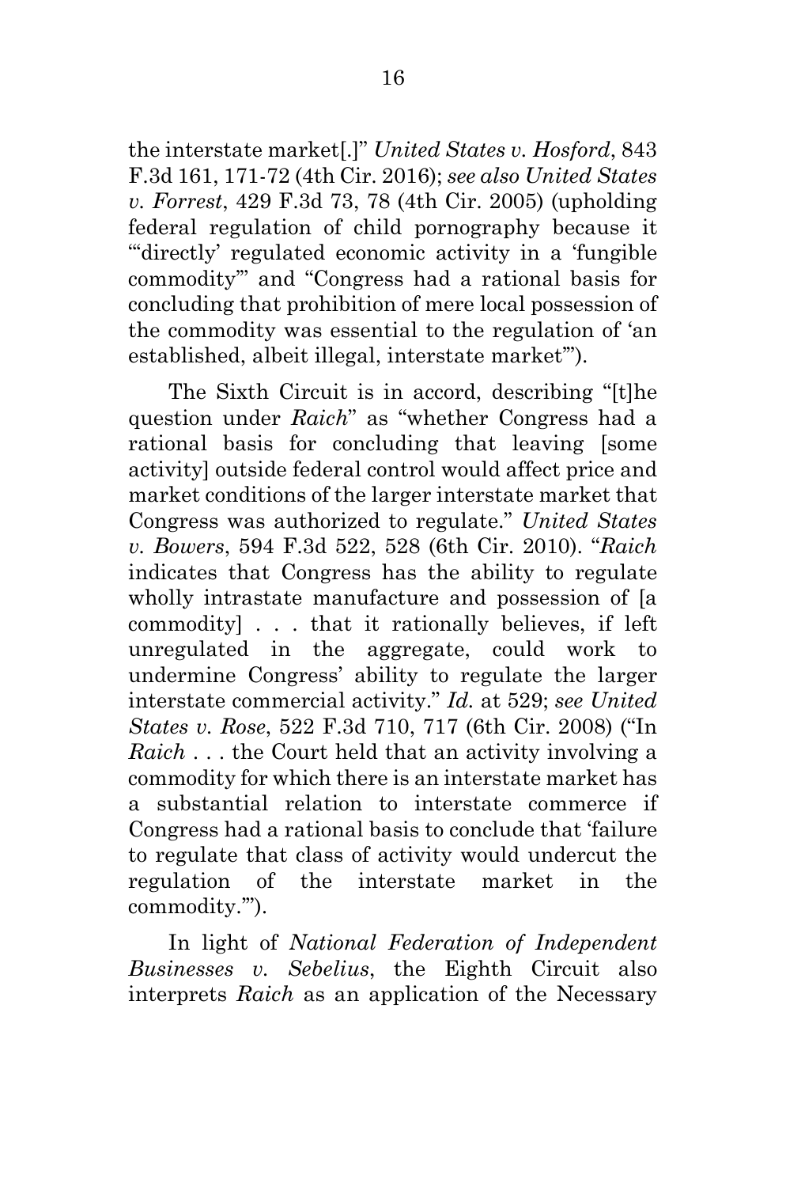the interstate market[.]" *United States v. Hosford*, 843 F.3d 161, 171-72 (4th Cir. 2016); *see also United States v. Forrest*, 429 F.3d 73, 78 (4th Cir. 2005) (upholding federal regulation of child pornography because it "'directly' regulated economic activity in a 'fungible commodity'" and "Congress had a rational basis for concluding that prohibition of mere local possession of the commodity was essential to the regulation of 'an established, albeit illegal, interstate market'").

The Sixth Circuit is in accord, describing "[t]he question under *Raich*" as "whether Congress had a rational basis for concluding that leaving [some activity] outside federal control would affect price and market conditions of the larger interstate market that Congress was authorized to regulate." *United States v. Bowers*, 594 F.3d 522, 528 (6th Cir. 2010). "*Raich* indicates that Congress has the ability to regulate wholly intrastate manufacture and possession of [a commodity] . . . that it rationally believes, if left unregulated in the aggregate, could work to undermine Congress' ability to regulate the larger interstate commercial activity." *Id.* at 529; *see United States v. Rose*, 522 F.3d 710, 717 (6th Cir. 2008) ("In *Raich* . . . the Court held that an activity involving a commodity for which there is an interstate market has a substantial relation to interstate commerce if Congress had a rational basis to conclude that 'failure to regulate that class of activity would undercut the regulation of the interstate market in the commodity.'").

In light of *National Federation of Independent Businesses v. Sebelius*, the Eighth Circuit also interprets *Raich* as an application of the Necessary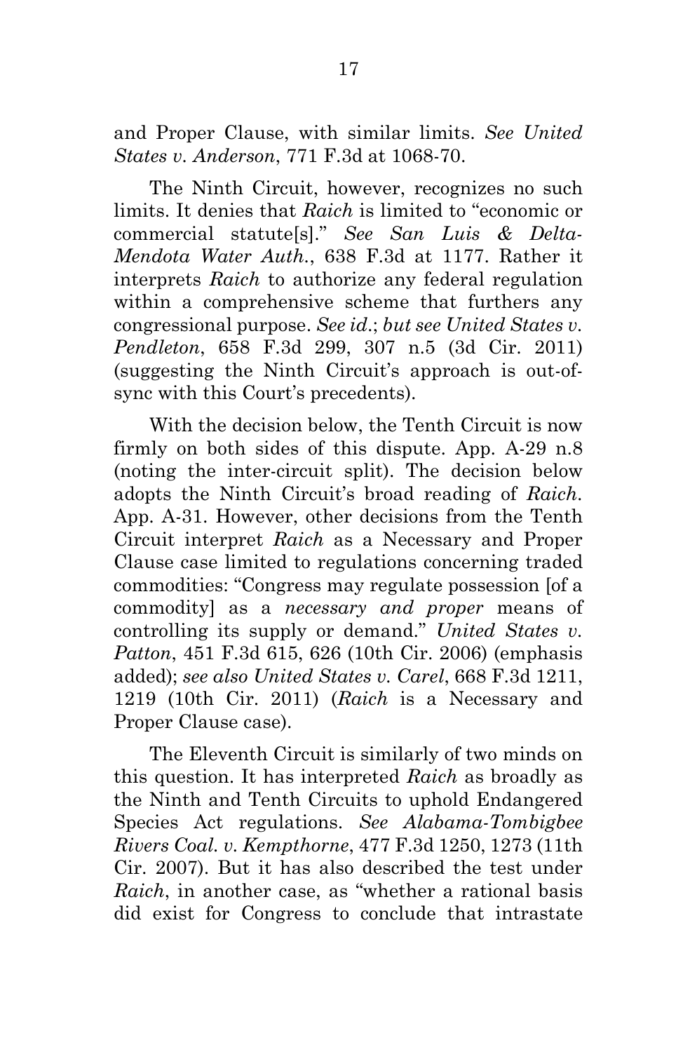and Proper Clause, with similar limits. *See United States v. Anderson*, 771 F.3d at 1068-70.

The Ninth Circuit, however, recognizes no such limits. It denies that *Raich* is limited to "economic or commercial statute[s]." *See San Luis & Delta-Mendota Water Auth.*, 638 F.3d at 1177. Rather it interprets *Raich* to authorize any federal regulation within a comprehensive scheme that furthers any congressional purpose. *See id.*; *but see United States v. Pendleton*, 658 F.3d 299, 307 n.5 (3d Cir. 2011) (suggesting the Ninth Circuit's approach is out-of-sync with this Court's precedents).

With the decision below, the Tenth Circuit is now firmly on both sides of this dispute. App. A-29 n.8 (noting the inter-circuit split). The decision below adopts the Ninth Circuit's broad reading of *Raich*. App. A-31. However, other decisions from the Tenth Circuit interpret *Raich* as a Necessary and Proper Clause case limited to regulations concerning traded commodities: "Congress may regulate possession [of a commodity] as a *necessary and proper* means of controlling its supply or demand." *United States v. Patton*, 451 F.3d 615, 626 (10th Cir. 2006) (emphasis added); *see also United States v. Carel*, 668 F.3d 1211, 1219 (10th Cir. 2011) (*Raich* is a Necessary and Proper Clause case).

The Eleventh Circuit is similarly of two minds on this question. It has interpreted *Raich* as broadly as the Ninth and Tenth Circuits to uphold Endangered Species Act regulations. *See Alabama-Tombigbee Rivers Coal. v. Kempthorne*, 477 F.3d 1250, 1273 (11th Cir. 2007). But it has also described the test under *Raich*, in another case, as "whether a rational basis did exist for Congress to conclude that intrastate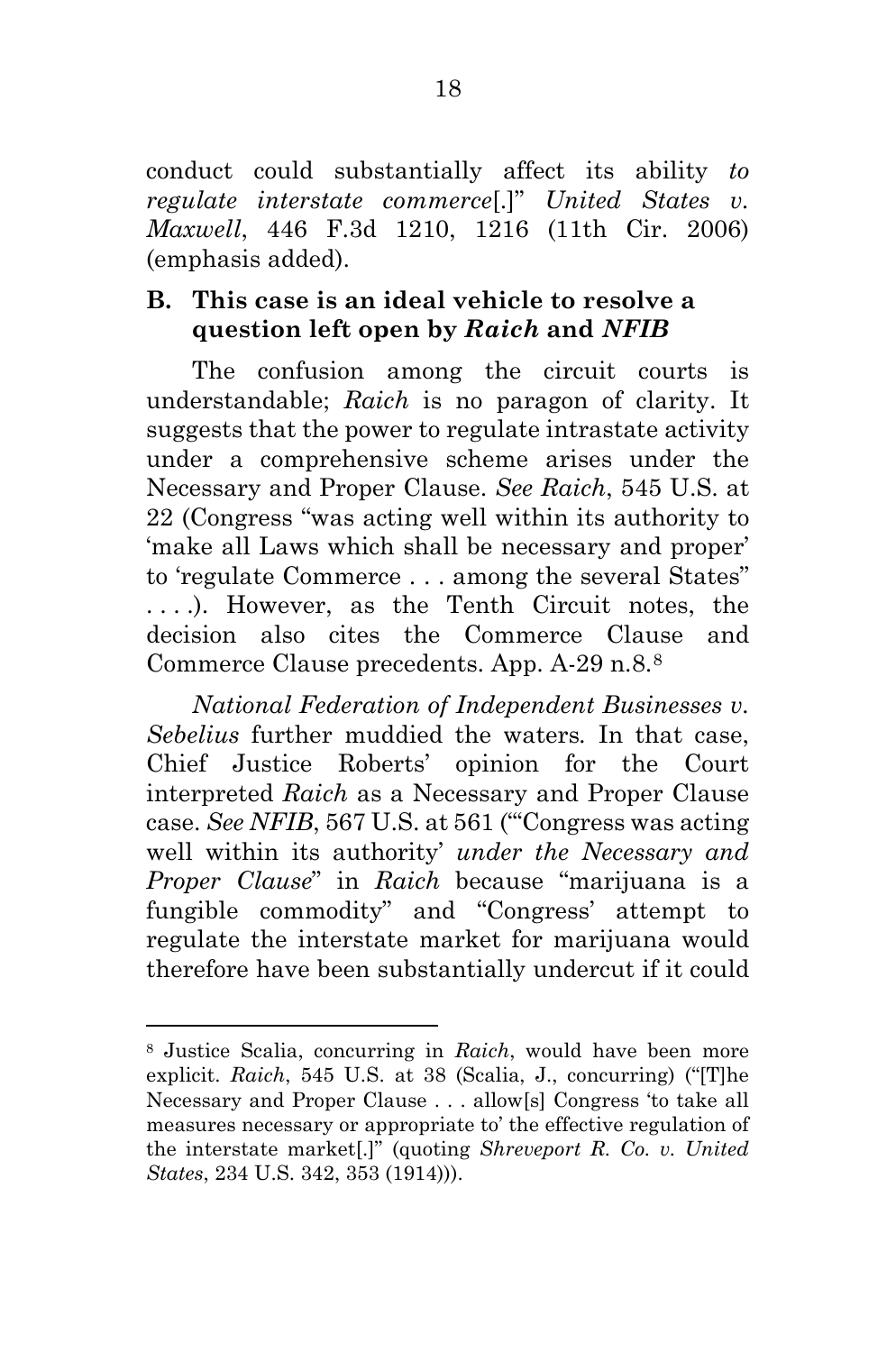conduct could substantially affect its ability *to regulate interstate commerce*[.]" *United States v. Maxwell*, 446 F.3d 1210, 1216 (11th Cir. 2006) (emphasis added).

### B. This case is an ideal vehicle to resolve a question left open by *Raich* and *NFIB*

The confusion among the circuit courts is understandable; *Raich* is no paragon of clarity. It suggests that the power to regulate intrastate activity under a comprehensive scheme arises under the Necessary and Proper Clause. *See Raich*, 545 U.S. at 22 (Congress "was acting well within its authority to 'make all Laws which shall be necessary and proper' to 'regulate Commerce . . . among the several States" . . . .). However, as the Tenth Circuit notes, the decision also cites the Commerce Clause and Commerce Clause precedents. App. A-29 n.8.[8]

*National Federation of Independent Businesses v. Sebelius* further muddied the waters. In that case, Chief Justice Roberts' opinion for the Court interpreted *Raich* as a Necessary and Proper Clause case. *See NFIB*, 567 U.S. at 561 ("'Congress was acting well within its authority' *under the Necessary and Proper Clause*" in *Raich* because "marijuana is a fungible commodity" and "Congress' attempt to regulate the interstate market for marijuana would therefore have been substantially undercut if it could

---

[8] Justice Scalia, concurring in *Raich*, would have been more explicit. *Raich*, 545 U.S. at 38 (Scalia, J., concurring) ("[T]he Necessary and Proper Clause . . . allow[s] Congress 'to take all measures necessary or appropriate to' the effective regulation of the interstate market[.]" (quoting *Shreveport R. Co. v. United States*, 234 U.S. 342, 353 (1914))).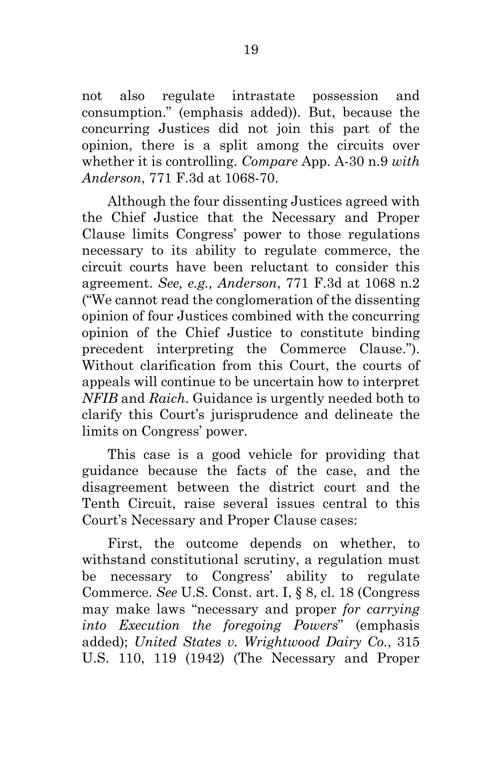not also regulate intrastate possession and consumption." (emphasis added)). But, because the concurring Justices did not join this part of the opinion, there is a split among the circuits over whether it is controlling. *Compare* App. A-30 n.9 *with Anderson*, 771 F.3d at 1068-70.

Although the four dissenting Justices agreed with the Chief Justice that the Necessary and Proper Clause limits Congress' power to those regulations necessary to its ability to regulate commerce, the circuit courts have been reluctant to consider this agreement. *See, e.g., Anderson*, 771 F.3d at 1068 n.2 ("We cannot read the conglomeration of the dissenting opinion of four Justices combined with the concurring opinion of the Chief Justice to constitute binding precedent interpreting the Commerce Clause."). Without clarification from this Court, the courts of appeals will continue to be uncertain how to interpret *NFIB* and *Raich*. Guidance is urgently needed both to clarify this Court's jurisprudence and delineate the limits on Congress' power.

This case is a good vehicle for providing that guidance because the facts of the case, and the disagreement between the district court and the Tenth Circuit, raise several issues central to this Court's Necessary and Proper Clause cases:

First, the outcome depends on whether, to withstand constitutional scrutiny, a regulation must be necessary to Congress' ability to regulate Commerce. *See* U.S. Const. art. I, § 8, cl. 18 (Congress may make laws "necessary and proper *for carrying into Execution the foregoing Powers*" (emphasis added); *United States v. Wrightwood Dairy Co.*, 315 U.S. 110, 119 (1942) (The Necessary and Proper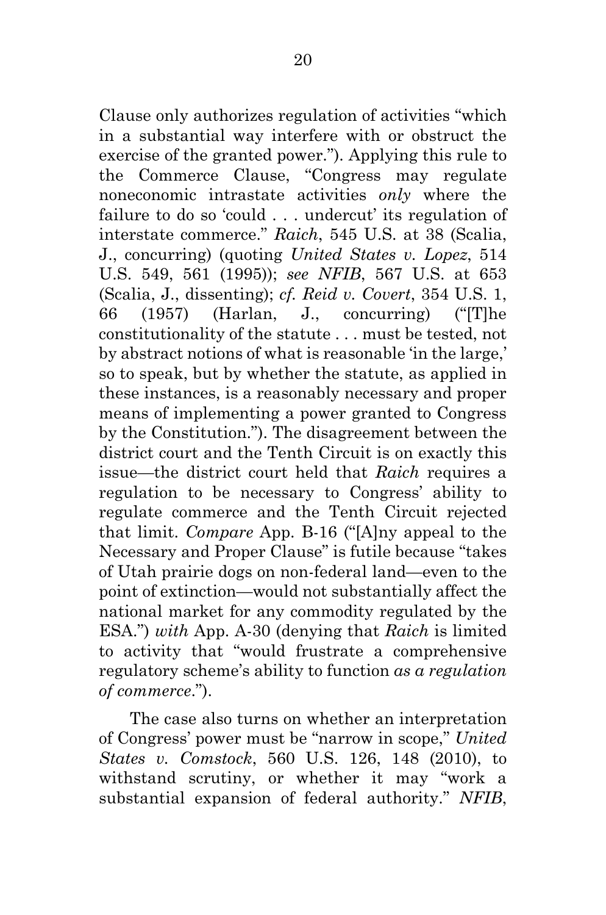Clause only authorizes regulation of activities "which in a substantial way interfere with or obstruct the exercise of the granted power."). Applying this rule to the Commerce Clause, "Congress may regulate noneconomic intrastate activities *only* where the failure to do so 'could . . . undercut' its regulation of interstate commerce." *Raich*, 545 U.S. at 38 (Scalia, J., concurring) (quoting *United States v. Lopez*, 514 U.S. 549, 561 (1995)); *see NFIB*, 567 U.S. at 653 (Scalia, J., dissenting); *cf. Reid v. Covert*, 354 U.S. 1, 66 (1957) (Harlan, J., concurring) ("[T]he constitutionality of the statute . . . must be tested, not by abstract notions of what is reasonable 'in the large,' so to speak, but by whether the statute, as applied in these instances, is a reasonably necessary and proper means of implementing a power granted to Congress by the Constitution."). The disagreement between the district court and the Tenth Circuit is on exactly this issue—the district court held that *Raich* requires a regulation to be necessary to Congress' ability to regulate commerce and the Tenth Circuit rejected that limit. *Compare* App. B-16 ("[A]ny appeal to the Necessary and Proper Clause" is futile because "takes of Utah prairie dogs on non-federal land—even to the point of extinction—would not substantially affect the national market for any commodity regulated by the ESA.") *with* App. A-30 (denying that *Raich* is limited to activity that "would frustrate a comprehensive regulatory scheme's ability to function *as a regulation of commerce*.").

The case also turns on whether an interpretation of Congress' power must be "narrow in scope," *United States v. Comstock*, 560 U.S. 126, 148 (2010), to withstand scrutiny, or whether it may "work a substantial expansion of federal authority." *NFIB*,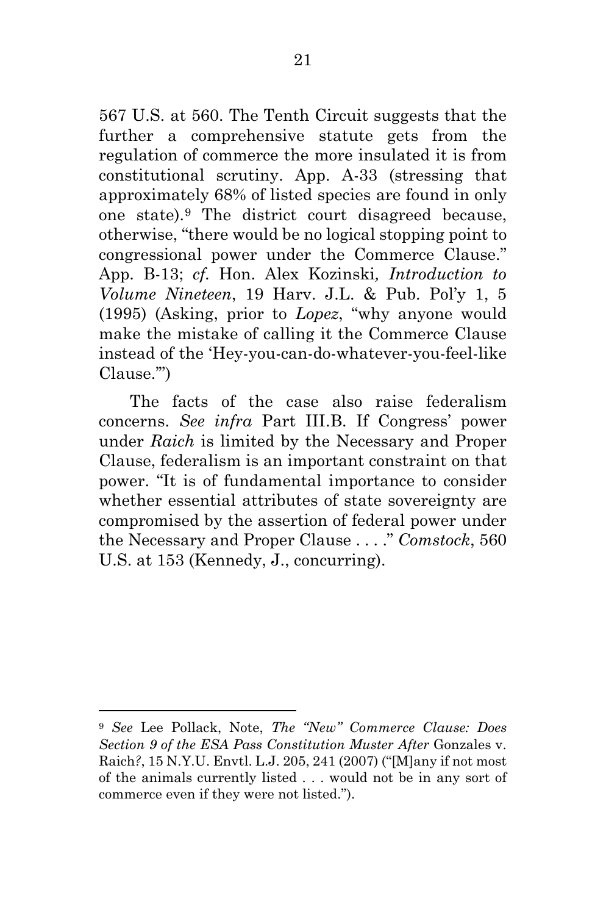567 U.S. at 560. The Tenth Circuit suggests that the further a comprehensive statute gets from the regulation of commerce the more insulated it is from constitutional scrutiny. App. A-33 (stressing that approximately 68% of listed species are found in only one state).[9] The district court disagreed because, otherwise, "there would be no logical stopping point to congressional power under the Commerce Clause." App. B-13; *cf.* Hon. Alex Kozinski, *Introduction to Volume Nineteen*, 19 Harv. J.L. & Pub. Pol'y 1, 5 (1995) (Asking, prior to *Lopez*, "why anyone would make the mistake of calling it the Commerce Clause instead of the 'Hey-you-can-do-whatever-you-feel-like Clause.'")

The facts of the case also raise federalism concerns. *See infra* Part III.B. If Congress' power under *Raich* is limited by the Necessary and Proper Clause, federalism is an important constraint on that power. "It is of fundamental importance to consider whether essential attributes of state sovereignty are compromised by the assertion of federal power under the Necessary and Proper Clause . . . ." *Comstock*, 560 U.S. at 153 (Kennedy, J., concurring).

---

[9] *See* Lee Pollack, Note, *The "New" Commerce Clause: Does Section 9 of the ESA Pass Constitution Muster After* Gonzales v. Raich*?*, 15 N.Y.U. Envtl. L.J. 205, 241 (2007) ("[M]any if not most of the animals currently listed . . . would not be in any sort of commerce even if they were not listed.").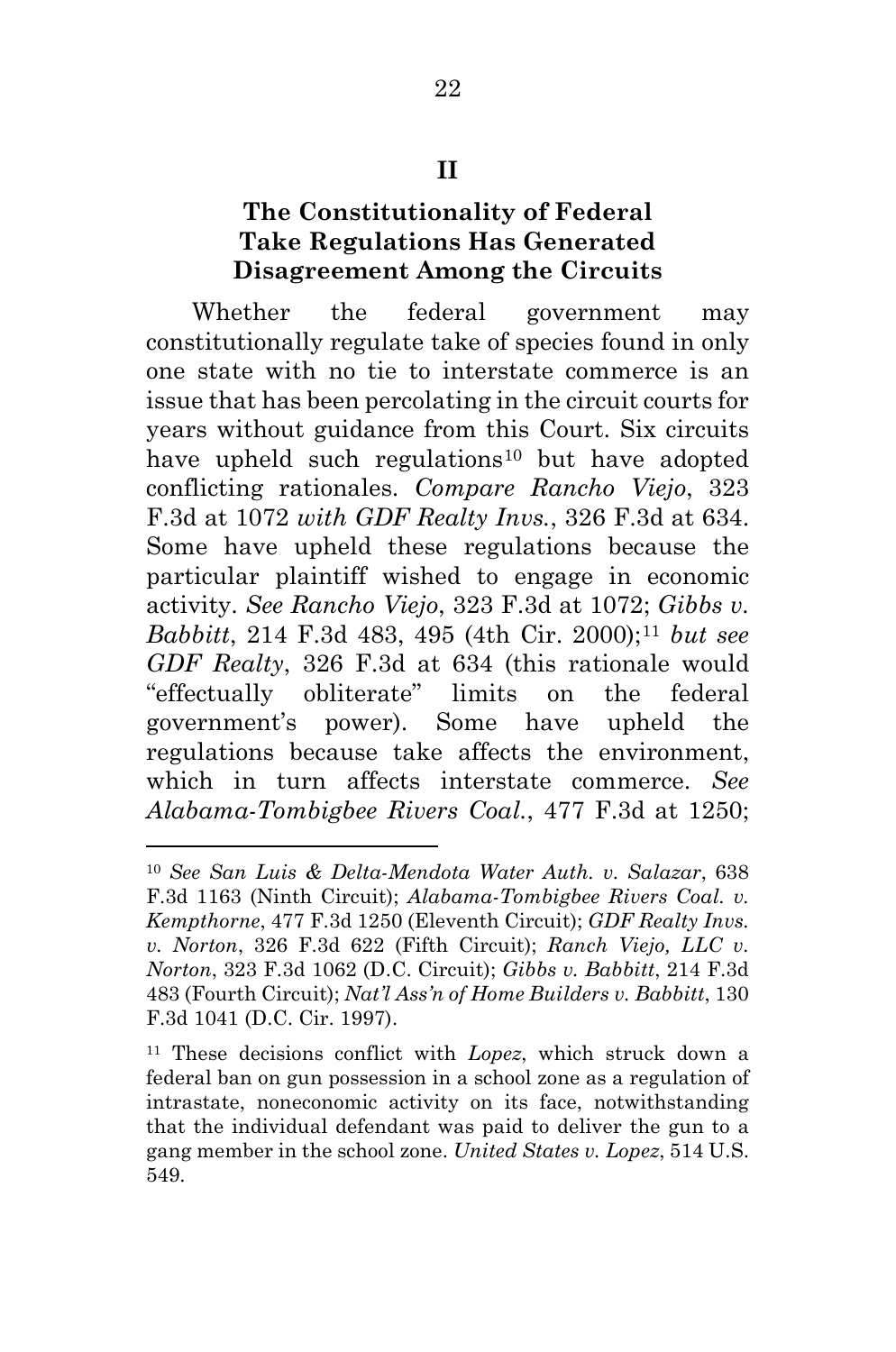## II

## The Constitutionality of Federal Take Regulations Has Generated Disagreement Among the Circuits

Whether the federal government may constitutionally regulate take of species found in only one state with no tie to interstate commerce is an issue that has been percolating in the circuit courts for years without guidance from this Court. Six circuits have upheld such regulations[10] but have adopted conflicting rationales. *Compare Rancho Viejo*, 323 F.3d at 1072 *with GDF Realty Invs.*, 326 F.3d at 634. Some have upheld these regulations because the particular plaintiff wished to engage in economic activity. *See Rancho Viejo*, 323 F.3d at 1072; *Gibbs v. Babbitt*, 214 F.3d 483, 495 (4th Cir. 2000);[11] *but see GDF Realty*, 326 F.3d at 634 (this rationale would "effectually obliterate" limits on the federal government's power). Some have upheld the regulations because take affects the environment, which in turn affects interstate commerce. *See Alabama-Tombigbee Rivers Coal.*, 477 F.3d at 1250;

---

[10] *See San Luis & Delta-Mendota Water Auth. v. Salazar*, 638 F.3d 1163 (Ninth Circuit); *Alabama-Tombigbee Rivers Coal. v. Kempthorne*, 477 F.3d 1250 (Eleventh Circuit); *GDF Realty Invs. v. Norton*, 326 F.3d 622 (Fifth Circuit); *Ranch Viejo, LLC v. Norton*, 323 F.3d 1062 (D.C. Circuit); *Gibbs v. Babbitt*, 214 F.3d 483 (Fourth Circuit); *Nat'l Ass'n of Home Builders v. Babbitt*, 130 F.3d 1041 (D.C. Cir. 1997).

[11] These decisions conflict with *Lopez*, which struck down a federal ban on gun possession in a school zone as a regulation of intrastate, noneconomic activity on its face, notwithstanding that the individual defendant was paid to deliver the gun to a gang member in the school zone. *United States v. Lopez*, 514 U.S. 549.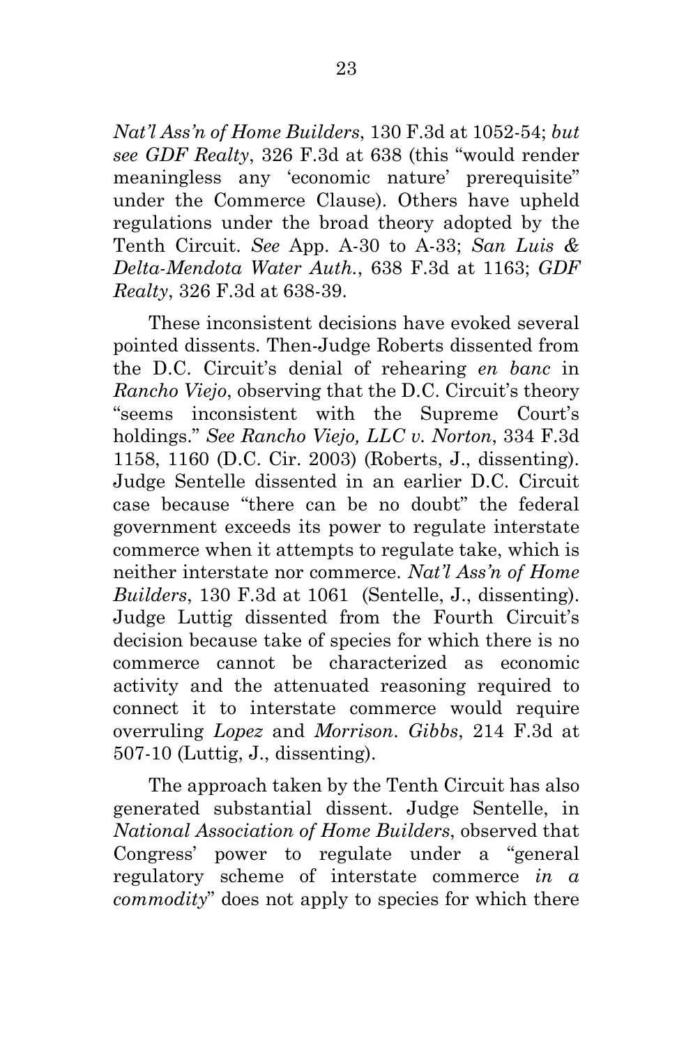*Nat'l Ass'n of Home Builders*, 130 F.3d at 1052-54; *but see GDF Realty*, 326 F.3d at 638 (this "would render meaningless any 'economic nature' prerequisite" under the Commerce Clause). Others have upheld regulations under the broad theory adopted by the Tenth Circuit. *See* App. A-30 to A-33; *San Luis & Delta-Mendota Water Auth.*, 638 F.3d at 1163; *GDF Realty*, 326 F.3d at 638-39.

These inconsistent decisions have evoked several pointed dissents. Then-Judge Roberts dissented from the D.C. Circuit's denial of rehearing *en banc* in *Rancho Viejo*, observing that the D.C. Circuit's theory "seems inconsistent with the Supreme Court's holdings." *See Rancho Viejo, LLC v. Norton*, 334 F.3d 1158, 1160 (D.C. Cir. 2003) (Roberts, J., dissenting). Judge Sentelle dissented in an earlier D.C. Circuit case because "there can be no doubt" the federal government exceeds its power to regulate interstate commerce when it attempts to regulate take, which is neither interstate nor commerce. *Nat'l Ass'n of Home Builders*, 130 F.3d at 1061 (Sentelle, J., dissenting). Judge Luttig dissented from the Fourth Circuit's decision because take of species for which there is no commerce cannot be characterized as economic activity and the attenuated reasoning required to connect it to interstate commerce would require overruling *Lopez* and *Morrison*. *Gibbs*, 214 F.3d at 507-10 (Luttig, J., dissenting).

The approach taken by the Tenth Circuit has also generated substantial dissent. Judge Sentelle, in *National Association of Home Builders*, observed that Congress' power to regulate under a "general regulatory scheme of interstate commerce *in a commodity*" does not apply to species for which there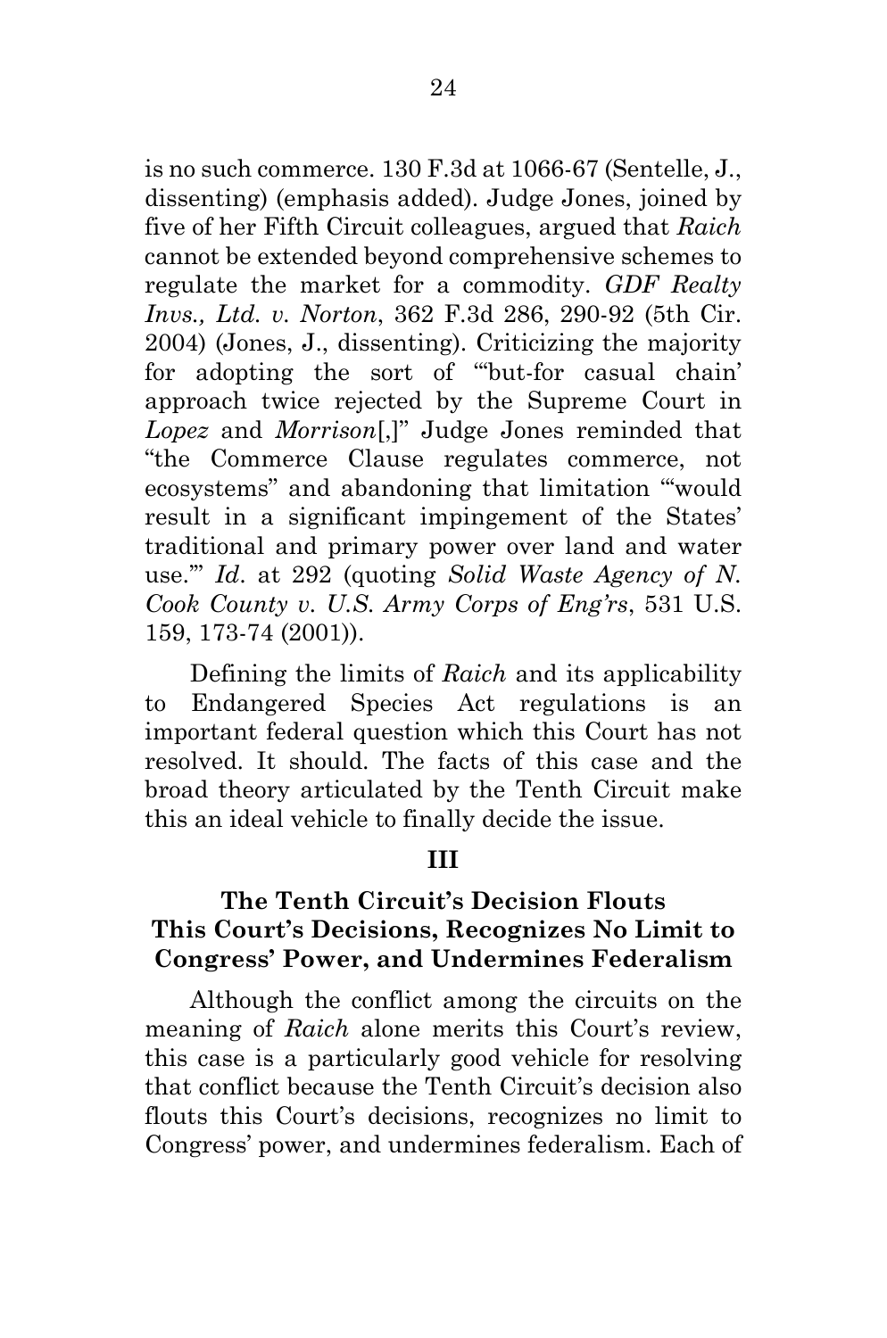is no such commerce. 130 F.3d at 1066-67 (Sentelle, J., dissenting) (emphasis added). Judge Jones, joined by five of her Fifth Circuit colleagues, argued that *Raich* cannot be extended beyond comprehensive schemes to regulate the market for a commodity. *GDF Realty Invs., Ltd. v. Norton*, 362 F.3d 286, 290-92 (5th Cir. 2004) (Jones, J., dissenting). Criticizing the majority for adopting the sort of "'but-for casual chain' approach twice rejected by the Supreme Court in *Lopez* and *Morrison*[,]" Judge Jones reminded that "the Commerce Clause regulates commerce, not ecosystems" and abandoning that limitation "'would result in a significant impingement of the States' traditional and primary power over land and water use.'" *Id*. at 292 (quoting *Solid Waste Agency of N. Cook County v. U.S. Army Corps of Eng'rs*, 531 U.S. 159, 173-74 (2001)).

Defining the limits of *Raich* and its applicability to Endangered Species Act regulations is an important federal question which this Court has not resolved. It should. The facts of this case and the broad theory articulated by the Tenth Circuit make this an ideal vehicle to finally decide the issue.

## III

## The Tenth Circuit's Decision Flouts This Court's Decisions, Recognizes No Limit to Congress' Power, and Undermines Federalism

Although the conflict among the circuits on the meaning of *Raich* alone merits this Court's review, this case is a particularly good vehicle for resolving that conflict because the Tenth Circuit's decision also flouts this Court's decisions, recognizes no limit to Congress' power, and undermines federalism. Each of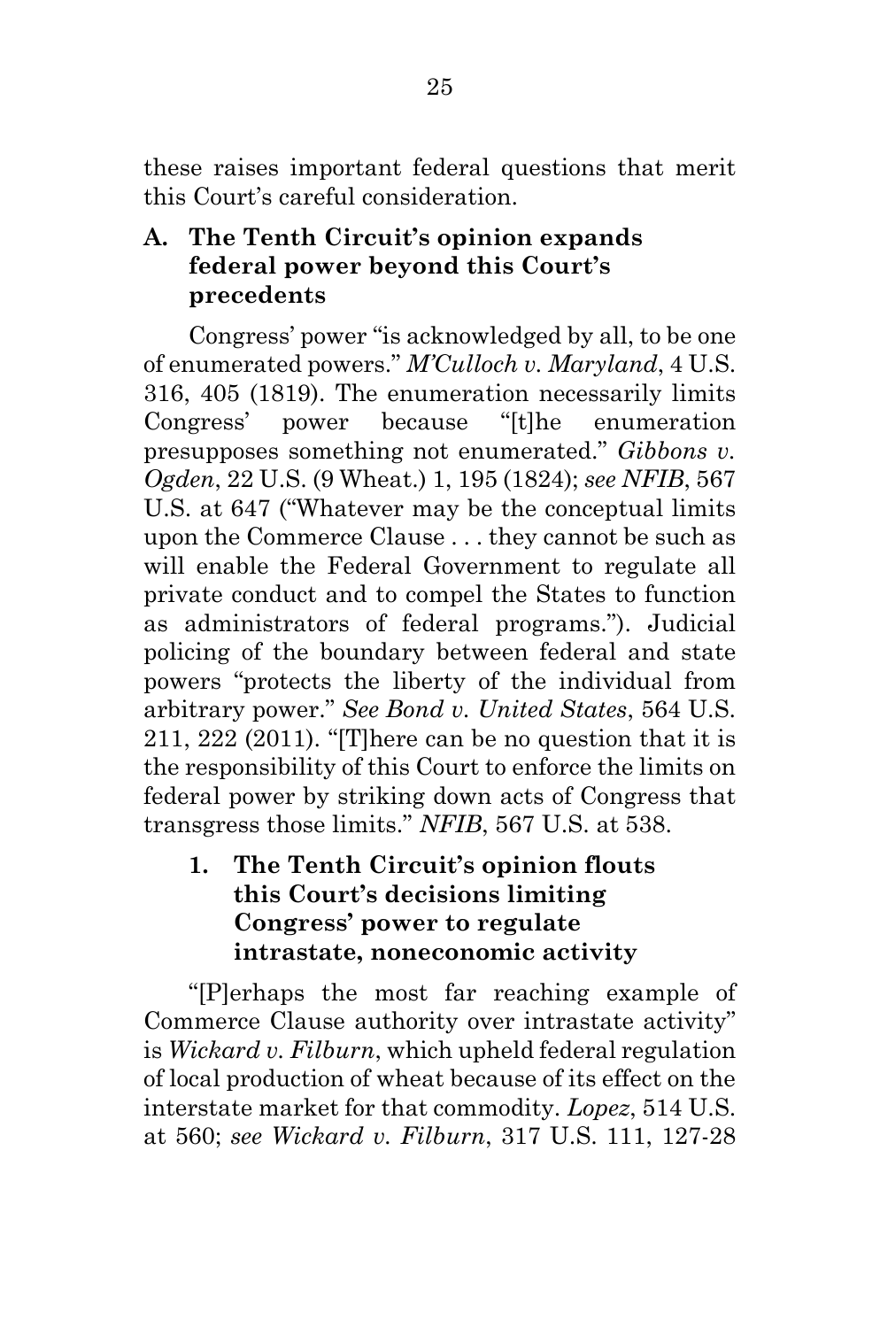these raises important federal questions that merit this Court's careful consideration.

### A. The Tenth Circuit's opinion expands federal power beyond this Court's precedents

Congress' power "is acknowledged by all, to be one of enumerated powers." *M'Culloch v. Maryland*, 4 U.S. 316, 405 (1819). The enumeration necessarily limits Congress' power because "[t]he enumeration presupposes something not enumerated." *Gibbons v. Ogden*, 22 U.S. (9 Wheat.) 1, 195 (1824); *see NFIB*, 567 U.S. at 647 ("Whatever may be the conceptual limits upon the Commerce Clause . . . they cannot be such as will enable the Federal Government to regulate all private conduct and to compel the States to function as administrators of federal programs."). Judicial policing of the boundary between federal and state powers "protects the liberty of the individual from arbitrary power." *See Bond v. United States*, 564 U.S. 211, 222 (2011). "[T]here can be no question that it is the responsibility of this Court to enforce the limits on federal power by striking down acts of Congress that transgress those limits." *NFIB*, 567 U.S. at 538.

#### 1. The Tenth Circuit's opinion flouts this Court's decisions limiting Congress' power to regulate intrastate, noneconomic activity

"[P]erhaps the most far reaching example of Commerce Clause authority over intrastate activity" is *Wickard v. Filburn*, which upheld federal regulation of local production of wheat because of its effect on the interstate market for that commodity. *Lopez*, 514 U.S. at 560; *see Wickard v. Filburn*, 317 U.S. 111, 127-28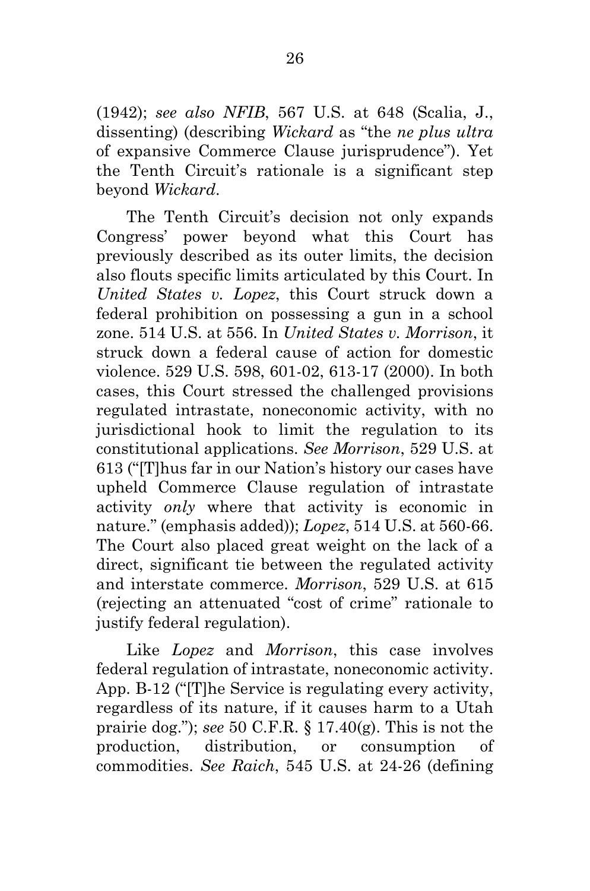(1942); *see also NFIB*, 567 U.S. at 648 (Scalia, J., dissenting) (describing *Wickard* as "the *ne plus ultra* of expansive Commerce Clause jurisprudence"). Yet the Tenth Circuit's rationale is a significant step beyond *Wickard*.

The Tenth Circuit's decision not only expands Congress' power beyond what this Court has previously described as its outer limits, the decision also flouts specific limits articulated by this Court. In *United States v. Lopez*, this Court struck down a federal prohibition on possessing a gun in a school zone. 514 U.S. at 556. In *United States v. Morrison*, it struck down a federal cause of action for domestic violence. 529 U.S. 598, 601-02, 613-17 (2000). In both cases, this Court stressed the challenged provisions regulated intrastate, noneconomic activity, with no jurisdictional hook to limit the regulation to its constitutional applications. *See Morrison*, 529 U.S. at 613 ("[T]hus far in our Nation's history our cases have upheld Commerce Clause regulation of intrastate activity *only* where that activity is economic in nature." (emphasis added)); *Lopez*, 514 U.S. at 560-66. The Court also placed great weight on the lack of a direct, significant tie between the regulated activity and interstate commerce. *Morrison*, 529 U.S. at 615 (rejecting an attenuated "cost of crime" rationale to justify federal regulation).

Like *Lopez* and *Morrison*, this case involves federal regulation of intrastate, noneconomic activity. App. B-12 ("[T]he Service is regulating every activity, regardless of its nature, if it causes harm to a Utah prairie dog."); *see* 50 C.F.R. § 17.40(g). This is not the production, distribution, or consumption of commodities. *See Raich*, 545 U.S. at 24-26 (defining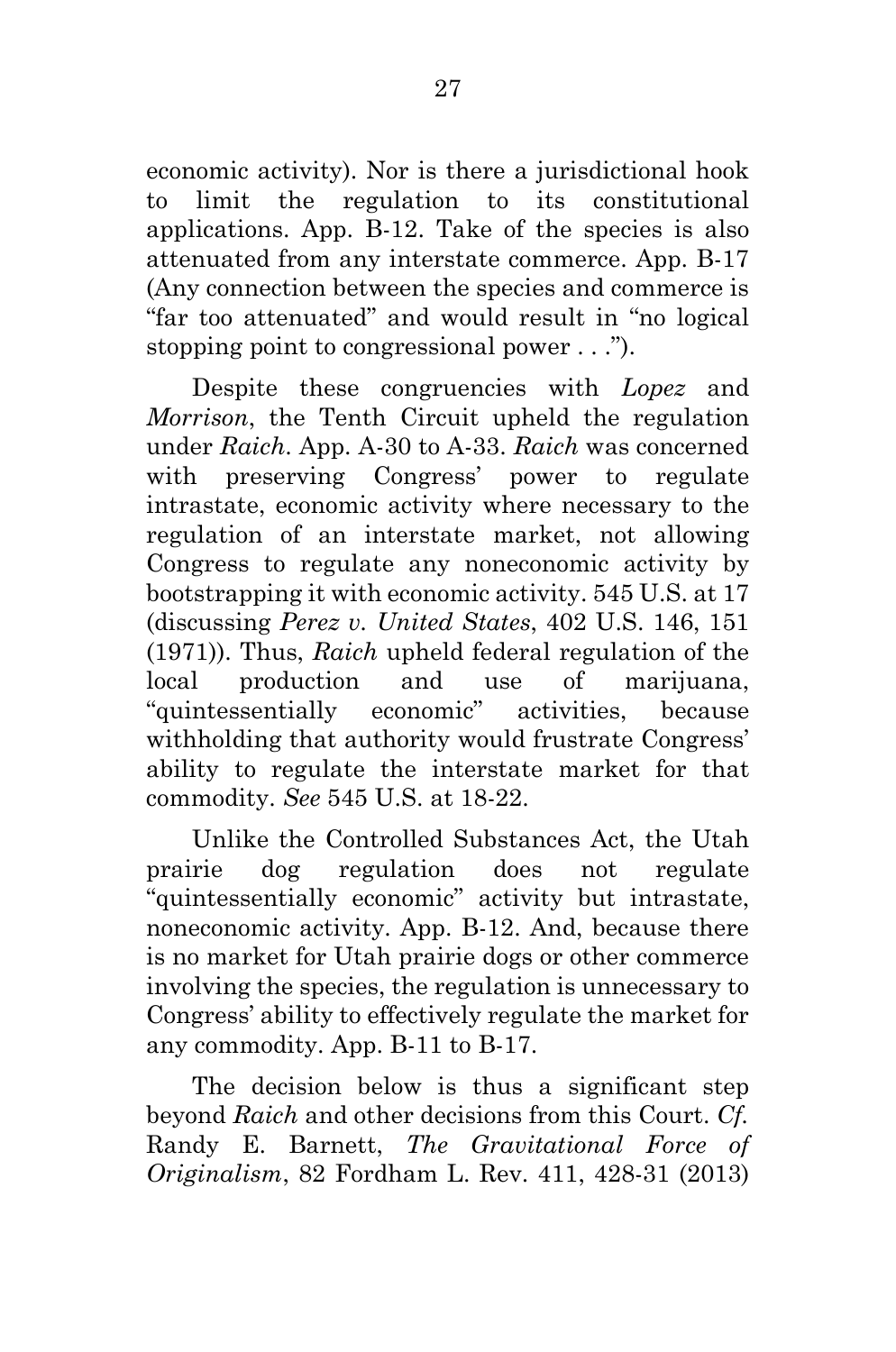economic activity). Nor is there a jurisdictional hook to limit the regulation to its constitutional applications. App. B-12. Take of the species is also attenuated from any interstate commerce. App. B-17 (Any connection between the species and commerce is "far too attenuated" and would result in "no logical stopping point to congressional power . . .").

Despite these congruencies with *Lopez* and *Morrison*, the Tenth Circuit upheld the regulation under *Raich*. App. A-30 to A-33. *Raich* was concerned with preserving Congress' power to regulate intrastate, economic activity where necessary to the regulation of an interstate market, not allowing Congress to regulate any noneconomic activity by bootstrapping it with economic activity. 545 U.S. at 17 (discussing *Perez v. United States*, 402 U.S. 146, 151 (1971)). Thus, *Raich* upheld federal regulation of the local production and use of marijuana, "quintessentially economic" activities, because withholding that authority would frustrate Congress' ability to regulate the interstate market for that commodity. *See* 545 U.S. at 18-22.

Unlike the Controlled Substances Act, the Utah prairie dog regulation does not regulate "quintessentially economic" activity but intrastate, noneconomic activity. App. B-12. And, because there is no market for Utah prairie dogs or other commerce involving the species, the regulation is unnecessary to Congress' ability to effectively regulate the market for any commodity. App. B-11 to B-17.

The decision below is thus a significant step beyond *Raich* and other decisions from this Court. *Cf.* Randy E. Barnett, *The Gravitational Force of Originalism*, 82 Fordham L. Rev. 411, 428-31 (2013)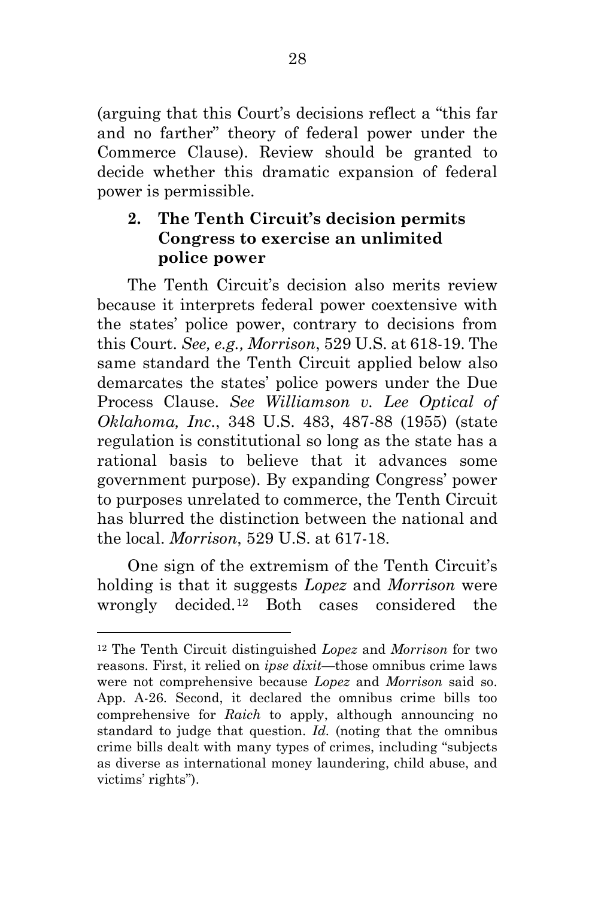(arguing that this Court's decisions reflect a "this far and no farther" theory of federal power under the Commerce Clause). Review should be granted to decide whether this dramatic expansion of federal power is permissible.

### 2. The Tenth Circuit's decision permits Congress to exercise an unlimited police power

The Tenth Circuit's decision also merits review because it interprets federal power coextensive with the states' police power, contrary to decisions from this Court. *See, e.g., Morrison*, 529 U.S. at 618-19. The same standard the Tenth Circuit applied below also demarcates the states' police powers under the Due Process Clause. *See Williamson v. Lee Optical of Oklahoma, Inc.*, 348 U.S. 483, 487-88 (1955) (state regulation is constitutional so long as the state has a rational basis to believe that it advances some government purpose). By expanding Congress' power to purposes unrelated to commerce, the Tenth Circuit has blurred the distinction between the national and the local. *Morrison*, 529 U.S. at 617-18.

One sign of the extremism of the Tenth Circuit's holding is that it suggests *Lopez* and *Morrison* were wrongly decided.[12] Both cases considered the

---

[12] The Tenth Circuit distinguished *Lopez* and *Morrison* for two reasons. First, it relied on *ipse dixit*—those omnibus crime laws were not comprehensive because *Lopez* and *Morrison* said so. App. A-26. Second, it declared the omnibus crime bills too comprehensive for *Raich* to apply, although announcing no standard to judge that question. *Id.* (noting that the omnibus crime bills dealt with many types of crimes, including "subjects as diverse as international money laundering, child abuse, and victims' rights").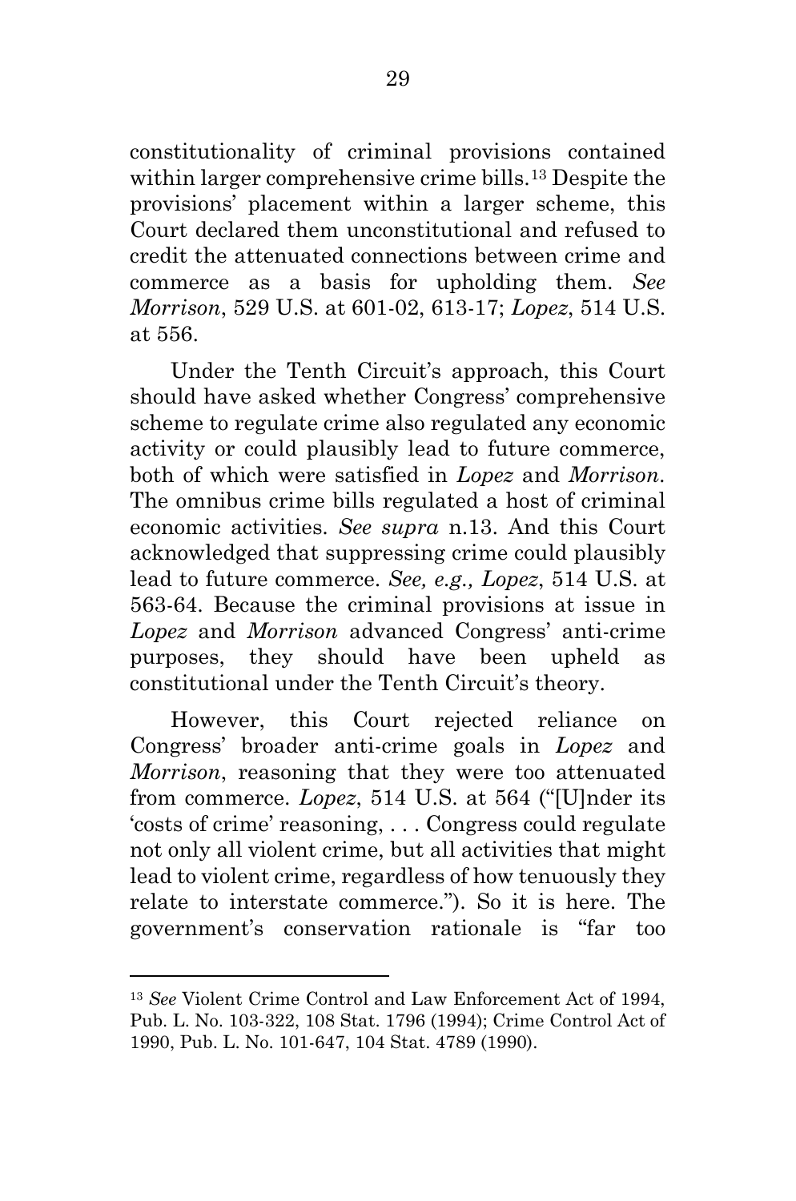constitutionality of criminal provisions contained within larger comprehensive crime bills.[13] Despite the provisions' placement within a larger scheme, this Court declared them unconstitutional and refused to credit the attenuated connections between crime and commerce as a basis for upholding them. *See Morrison*, 529 U.S. at 601-02, 613-17; *Lopez*, 514 U.S. at 556.

Under the Tenth Circuit's approach, this Court should have asked whether Congress' comprehensive scheme to regulate crime also regulated any economic activity or could plausibly lead to future commerce, both of which were satisfied in *Lopez* and *Morrison*. The omnibus crime bills regulated a host of criminal economic activities. *See supra* n.13. And this Court acknowledged that suppressing crime could plausibly lead to future commerce. *See, e.g., Lopez*, 514 U.S. at 563-64. Because the criminal provisions at issue in *Lopez* and *Morrison* advanced Congress' anti-crime purposes, they should have been upheld as constitutional under the Tenth Circuit's theory.

However, this Court rejected reliance on Congress' broader anti-crime goals in *Lopez* and *Morrison*, reasoning that they were too attenuated from commerce. *Lopez*, 514 U.S. at 564 ("[U]nder its 'costs of crime' reasoning, . . . Congress could regulate not only all violent crime, but all activities that might lead to violent crime, regardless of how tenuously they relate to interstate commerce."). So it is here. The government's conservation rationale is "far too

---

[13] *See* Violent Crime Control and Law Enforcement Act of 1994, Pub. L. No. 103-322, 108 Stat. 1796 (1994); Crime Control Act of 1990, Pub. L. No. 101-647, 104 Stat. 4789 (1990).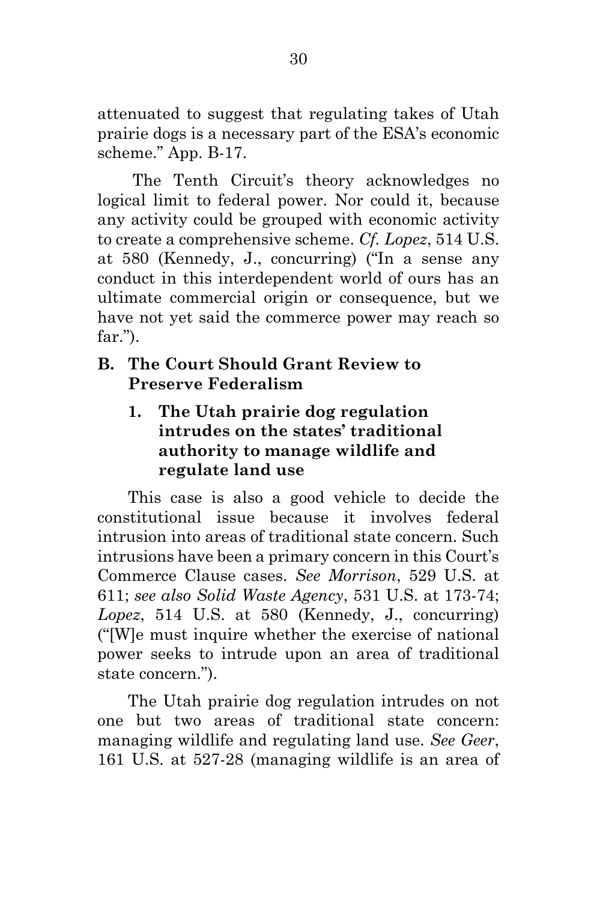attenuated to suggest that regulating takes of Utah prairie dogs is a necessary part of the ESA's economic scheme." App. B-17.

The Tenth Circuit's theory acknowledges no logical limit to federal power. Nor could it, because any activity could be grouped with economic activity to create a comprehensive scheme. *Cf. Lopez*, 514 U.S. at 580 (Kennedy, J., concurring) ("In a sense any conduct in this interdependent world of ours has an ultimate commercial origin or consequence, but we have not yet said the commerce power may reach so far.").

### B. The Court Should Grant Review to Preserve Federalism

#### 1. The Utah prairie dog regulation intrudes on the states' traditional authority to manage wildlife and regulate land use

This case is also a good vehicle to decide the constitutional issue because it involves federal intrusion into areas of traditional state concern. Such intrusions have been a primary concern in this Court's Commerce Clause cases. *See Morrison*, 529 U.S. at 611; *see also Solid Waste Agency*, 531 U.S. at 173-74; *Lopez*, 514 U.S. at 580 (Kennedy, J., concurring) ("[W]e must inquire whether the exercise of national power seeks to intrude upon an area of traditional state concern.").

The Utah prairie dog regulation intrudes on not one but two areas of traditional state concern: managing wildlife and regulating land use. *See Geer*, 161 U.S. at 527-28 (managing wildlife is an area of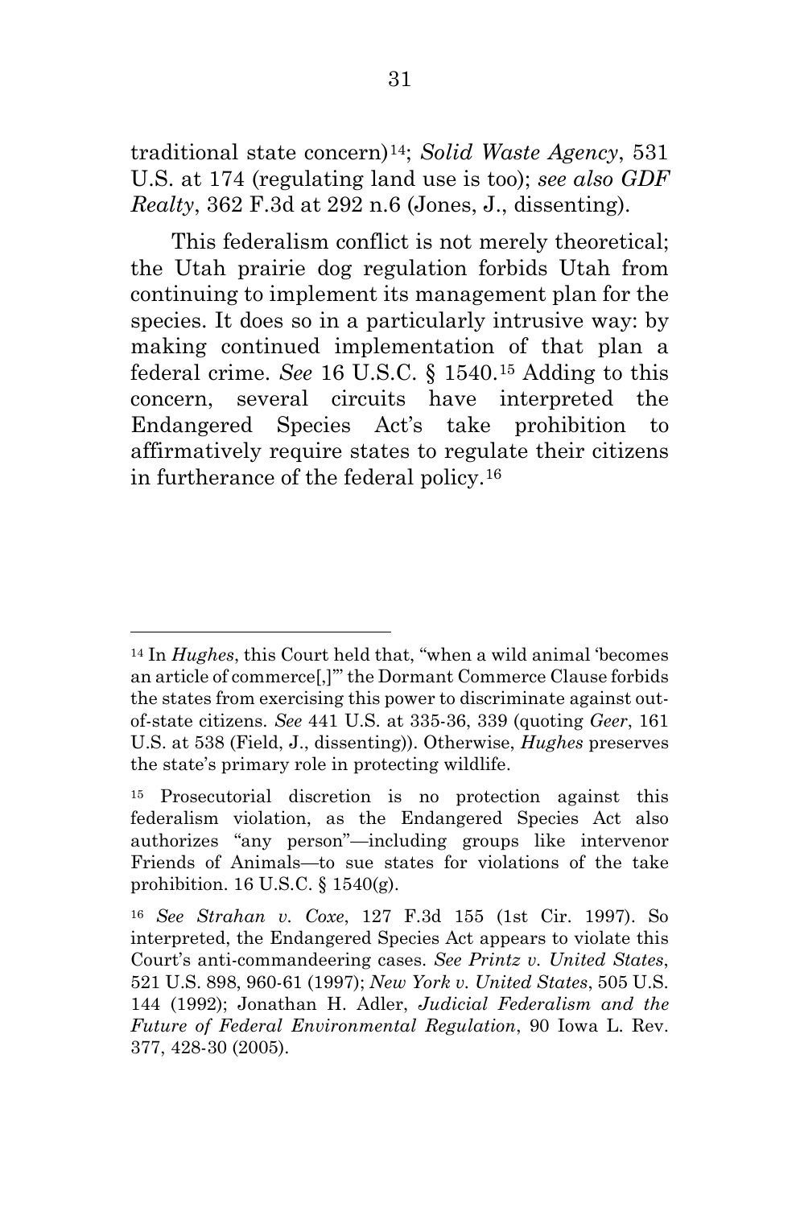traditional state concern)[14]; *Solid Waste Agency*, 531 U.S. at 174 (regulating land use is too); *see also GDF Realty*, 362 F.3d at 292 n.6 (Jones, J., dissenting).

This federalism conflict is not merely theoretical; the Utah prairie dog regulation forbids Utah from continuing to implement its management plan for the species. It does so in a particularly intrusive way: by making continued implementation of that plan a federal crime. *See* 16 U.S.C. § 1540.[15] Adding to this concern, several circuits have interpreted the Endangered Species Act's take prohibition to affirmatively require states to regulate their citizens in furtherance of the federal policy.[16]

---

[14] In *Hughes*, this Court held that, "when a wild animal 'becomes an article of commerce[,]'" the Dormant Commerce Clause forbids the states from exercising this power to discriminate against out-of-state citizens. *See* 441 U.S. at 335-36, 339 (quoting *Geer*, 161 U.S. at 538 (Field, J., dissenting)). Otherwise, *Hughes* preserves the state's primary role in protecting wildlife.

[15] Prosecutorial discretion is no protection against this federalism violation, as the Endangered Species Act also authorizes "any person"—including groups like intervenor Friends of Animals—to sue states for violations of the take prohibition. 16 U.S.C. § 1540(g).

[16] *See Strahan v. Coxe*, 127 F.3d 155 (1st Cir. 1997). So interpreted, the Endangered Species Act appears to violate this Court's anti-commandeering cases. *See Printz v. United States*, 521 U.S. 898, 960-61 (1997); *New York v. United States*, 505 U.S. 144 (1992); Jonathan H. Adler, *Judicial Federalism and the Future of Federal Environmental Regulation*, 90 Iowa L. Rev. 377, 428-30 (2005).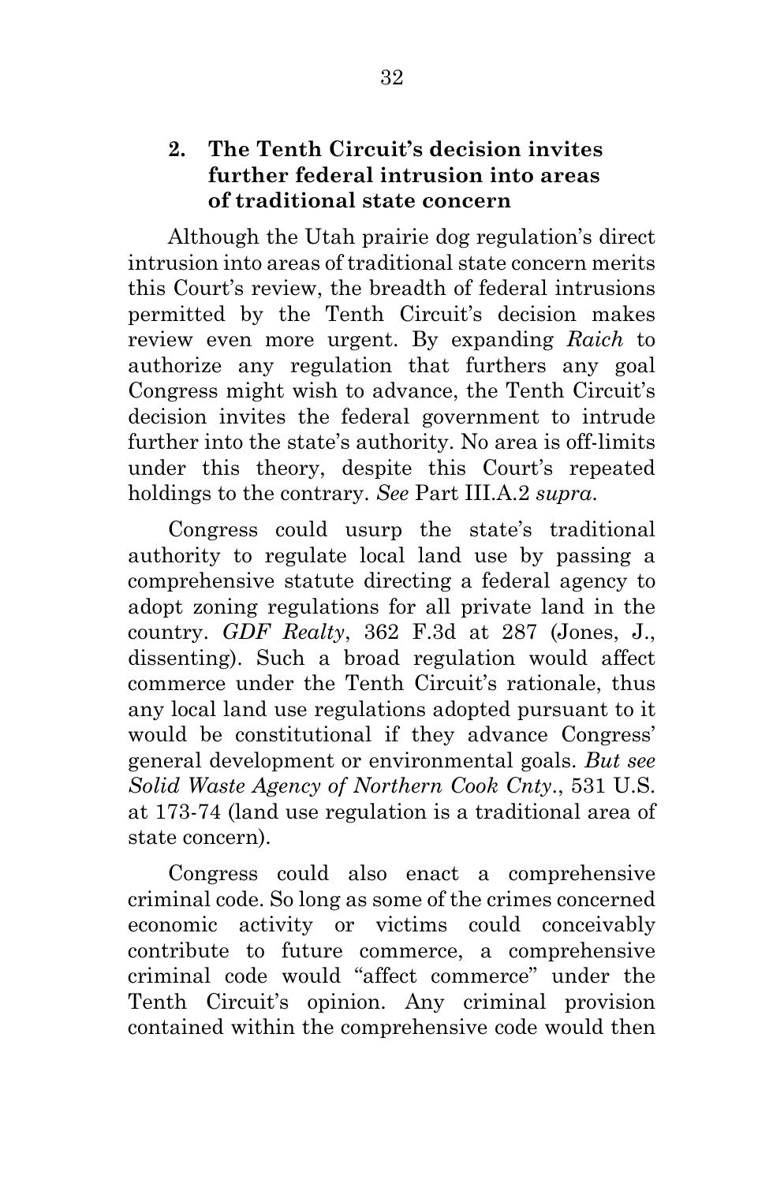### 2. The Tenth Circuit's decision invites further federal intrusion into areas of traditional state concern

Although the Utah prairie dog regulation's direct intrusion into areas of traditional state concern merits this Court's review, the breadth of federal intrusions permitted by the Tenth Circuit's decision makes review even more urgent. By expanding *Raich* to authorize any regulation that furthers any goal Congress might wish to advance, the Tenth Circuit's decision invites the federal government to intrude further into the state's authority. No area is off-limits under this theory, despite this Court's repeated holdings to the contrary. *See* Part III.A.2 *supra*.

Congress could usurp the state's traditional authority to regulate local land use by passing a comprehensive statute directing a federal agency to adopt zoning regulations for all private land in the country. *GDF Realty*, 362 F.3d at 287 (Jones, J., dissenting). Such a broad regulation would affect commerce under the Tenth Circuit's rationale, thus any local land use regulations adopted pursuant to it would be constitutional if they advance Congress' general development or environmental goals. *But see Solid Waste Agency of Northern Cook Cnty.*, 531 U.S. at 173-74 (land use regulation is a traditional area of state concern).

Congress could also enact a comprehensive criminal code. So long as some of the crimes concerned economic activity or victims could conceivably contribute to future commerce, a comprehensive criminal code would "affect commerce" under the Tenth Circuit's opinion. Any criminal provision contained within the comprehensive code would then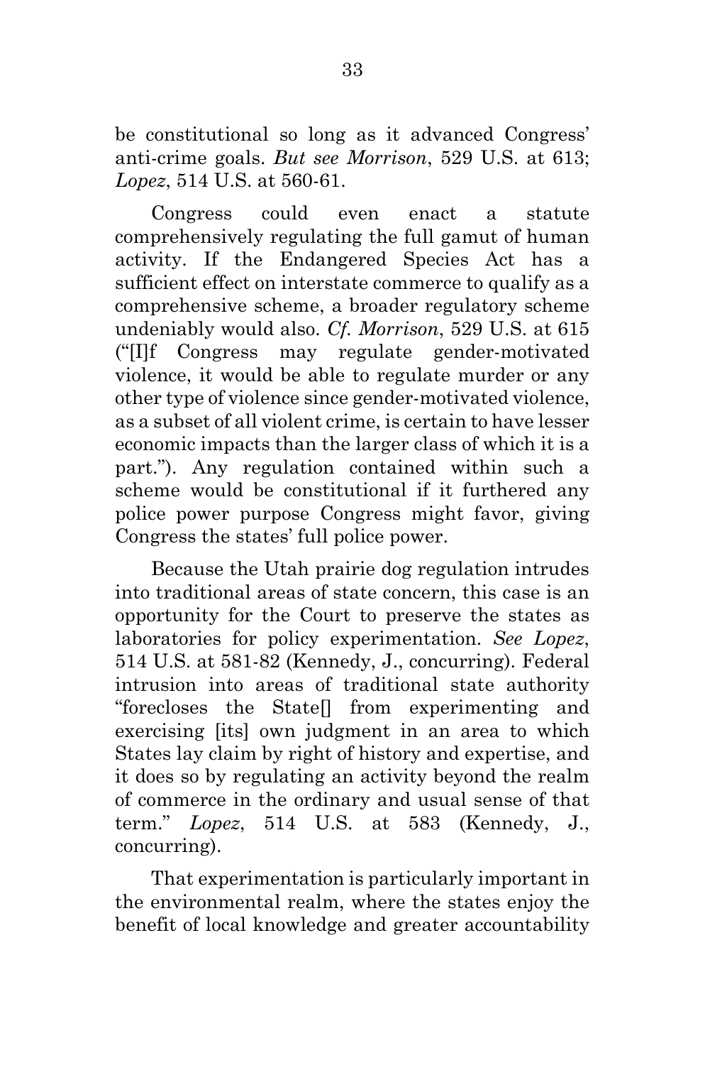be constitutional so long as it advanced Congress' anti-crime goals. *But see Morrison*, 529 U.S. at 613; *Lopez*, 514 U.S. at 560-61.

Congress could even enact a statute comprehensively regulating the full gamut of human activity. If the Endangered Species Act has a sufficient effect on interstate commerce to qualify as a comprehensive scheme, a broader regulatory scheme undeniably would also. *Cf. Morrison*, 529 U.S. at 615 ("[I]f Congress may regulate gender-motivated violence, it would be able to regulate murder or any other type of violence since gender-motivated violence, as a subset of all violent crime, is certain to have lesser economic impacts than the larger class of which it is a part."). Any regulation contained within such a scheme would be constitutional if it furthered any police power purpose Congress might favor, giving Congress the states' full police power.

Because the Utah prairie dog regulation intrudes into traditional areas of state concern, this case is an opportunity for the Court to preserve the states as laboratories for policy experimentation. *See Lopez*, 514 U.S. at 581-82 (Kennedy, J., concurring). Federal intrusion into areas of traditional state authority "forecloses the State[] from experimenting and exercising [its] own judgment in an area to which States lay claim by right of history and expertise, and it does so by regulating an activity beyond the realm of commerce in the ordinary and usual sense of that term." *Lopez*, 514 U.S. at 583 (Kennedy, J., concurring).

That experimentation is particularly important in the environmental realm, where the states enjoy the benefit of local knowledge and greater accountability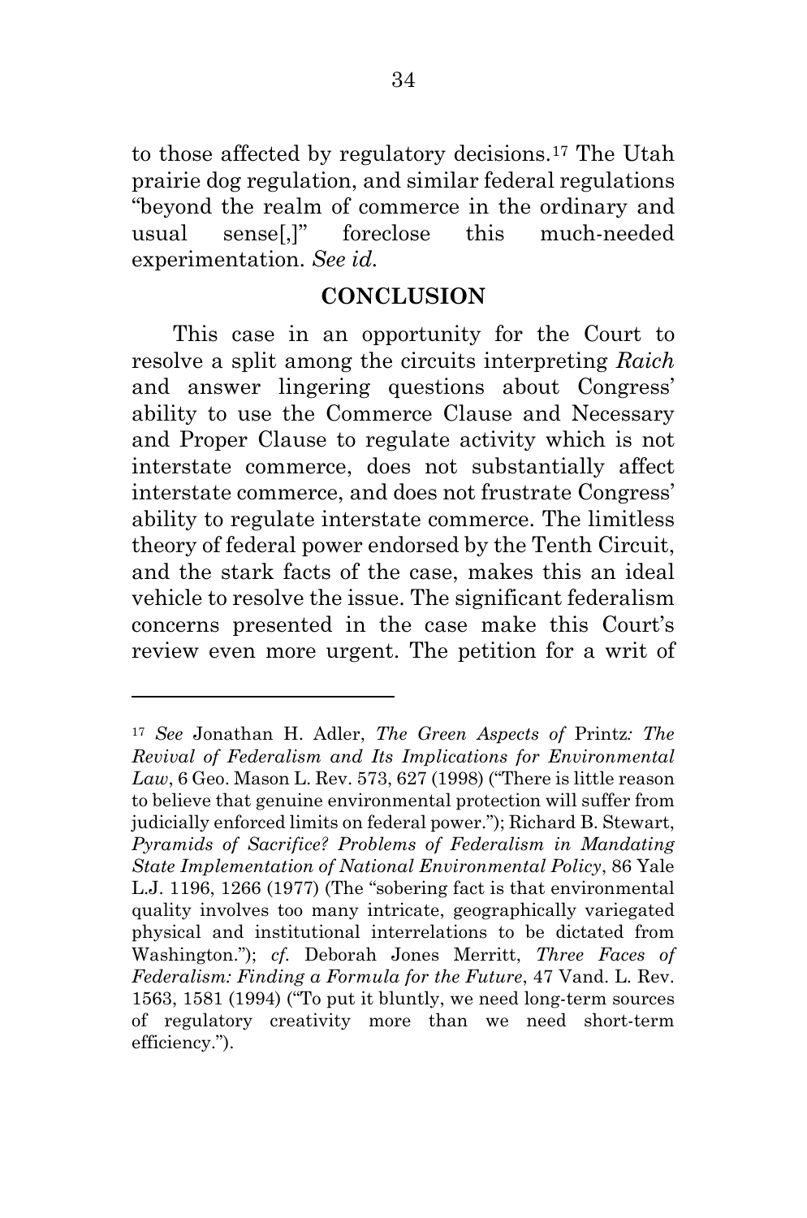to those affected by regulatory decisions.[17] The Utah prairie dog regulation, and similar federal regulations "beyond the realm of commerce in the ordinary and usual sense[,]" foreclose this much-needed experimentation. *See id.*

## CONCLUSION

This case in an opportunity for the Court to resolve a split among the circuits interpreting *Raich* and answer lingering questions about Congress' ability to use the Commerce Clause and Necessary and Proper Clause to regulate activity which is not interstate commerce, does not substantially affect interstate commerce, and does not frustrate Congress' ability to regulate interstate commerce. The limitless theory of federal power endorsed by the Tenth Circuit, and the stark facts of the case, makes this an ideal vehicle to resolve the issue. The significant federalism concerns presented in the case make this Court's review even more urgent. The petition for a writ of

---

[17] *See* Jonathan H. Adler, *The Green Aspects of* Printz*: The Revival of Federalism and Its Implications for Environmental Law*, 6 Geo. Mason L. Rev. 573, 627 (1998) ("There is little reason to believe that genuine environmental protection will suffer from judicially enforced limits on federal power."); Richard B. Stewart, *Pyramids of Sacrifice? Problems of Federalism in Mandating State Implementation of National Environmental Policy*, 86 Yale L.J. 1196, 1266 (1977) (The "sobering fact is that environmental quality involves too many intricate, geographically variegated physical and institutional interrelations to be dictated from Washington."); *cf.* Deborah Jones Merritt, *Three Faces of Federalism: Finding a Formula for the Future*, 47 Vand. L. Rev. 1563, 1581 (1994) ("To put it bluntly, we need long-term sources of regulatory creativity more than we need short-term efficiency.").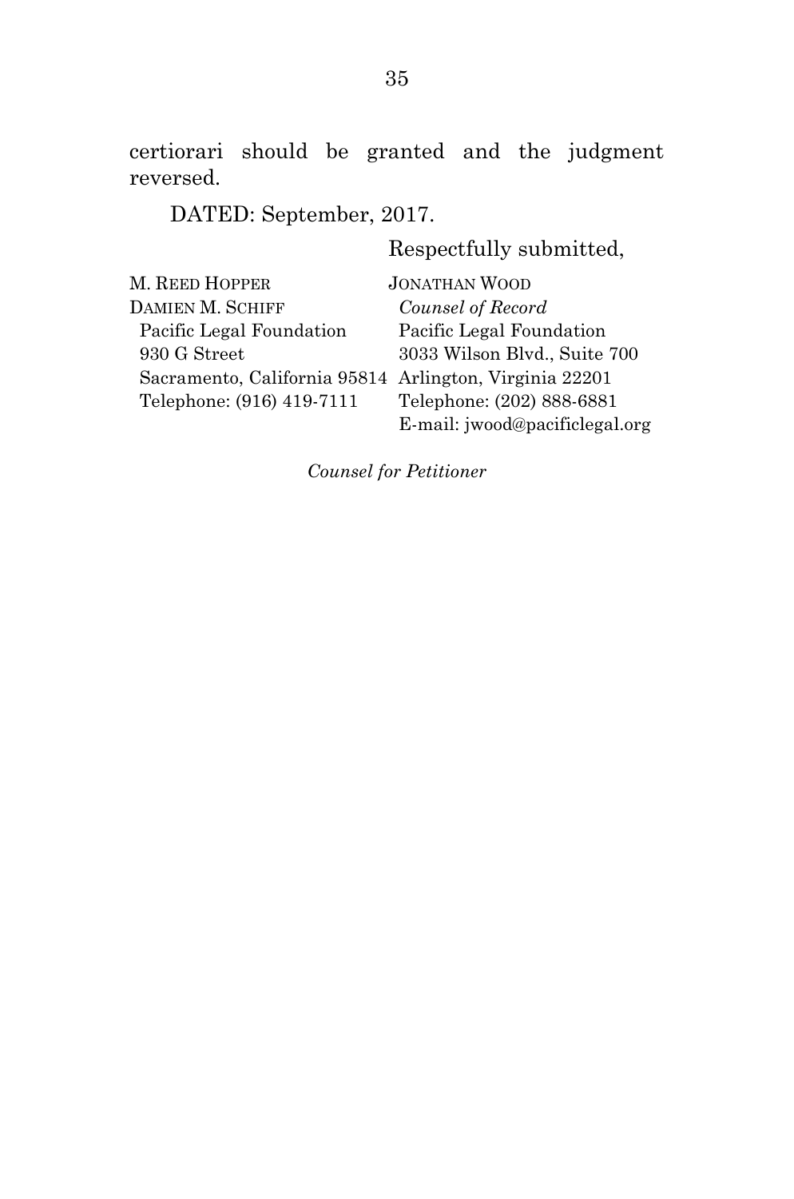certiorari should be granted and the judgment reversed.

DATED: September, 2017.

Respectfully submitted,

M. REED HOPPER
DAMIEN M. SCHIFF
Pacific Legal Foundation
930 G Street
Sacramento, California 95814
Telephone: (916) 419-7111

JONATHAN WOOD
*Counsel of Record*
Pacific Legal Foundation
3033 Wilson Blvd., Suite 700
Arlington, Virginia 22201
Telephone: (202) 888-6881
E-mail: jwood@pacificlegal.org

*Counsel for Petitioner*